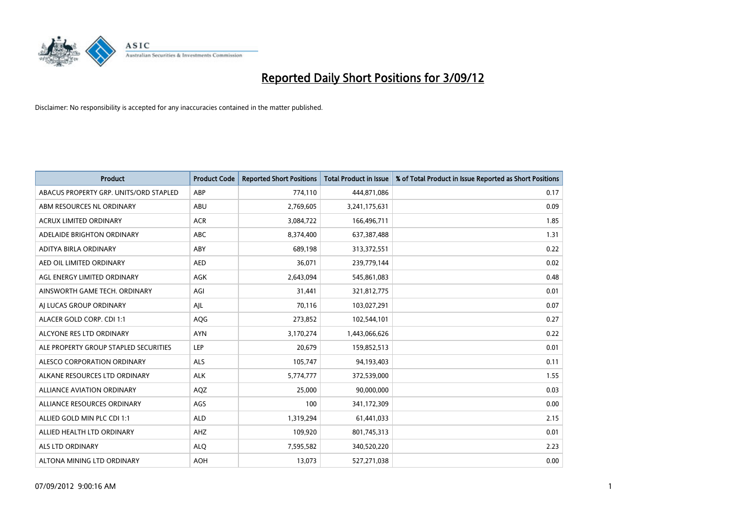# Reported Daily Short Positions for 3/09/12

Disclaimer: No responsibility is accepted for any inaccuracies contained in the matter published.

| Product | Product Code | Reported Short Positions | Total Product in Issue | % of Total Product in Issue Reported as Short Positions |
|---|---|---|---|---|
| ABACUS PROPERTY GRP. UNITS/ORD STAPLED | ABP | 774,110 | 444,871,086 | 0.17 |
| ABM RESOURCES NL ORDINARY | ABU | 2,769,605 | 3,241,175,631 | 0.09 |
| ACRUX LIMITED ORDINARY | ACR | 3,084,722 | 166,496,711 | 1.85 |
| ADELAIDE BRIGHTON ORDINARY | ABC | 8,374,400 | 637,387,488 | 1.31 |
| ADITYA BIRLA ORDINARY | ABY | 689,198 | 313,372,551 | 0.22 |
| AED OIL LIMITED ORDINARY | AED | 36,071 | 239,779,144 | 0.02 |
| AGL ENERGY LIMITED ORDINARY | AGK | 2,643,094 | 545,861,083 | 0.48 |
| AINSWORTH GAME TECH. ORDINARY | AGI | 31,441 | 321,812,775 | 0.01 |
| AJ LUCAS GROUP ORDINARY | AJL | 70,116 | 103,027,291 | 0.07 |
| ALACER GOLD CORP. CDI 1:1 | AQG | 273,852 | 102,544,101 | 0.27 |
| ALCYONE RES LTD ORDINARY | AYN | 3,170,274 | 1,443,066,626 | 0.22 |
| ALE PROPERTY GROUP STAPLED SECURITIES | LEP | 20,679 | 159,852,513 | 0.01 |
| ALESCO CORPORATION ORDINARY | ALS | 105,747 | 94,193,403 | 0.11 |
| ALKANE RESOURCES LTD ORDINARY | ALK | 5,774,777 | 372,539,000 | 1.55 |
| ALLIANCE AVIATION ORDINARY | AQZ | 25,000 | 90,000,000 | 0.03 |
| ALLIANCE RESOURCES ORDINARY | AGS | 100 | 341,172,309 | 0.00 |
| ALLIED GOLD MIN PLC CDI 1:1 | ALD | 1,319,294 | 61,441,033 | 2.15 |
| ALLIED HEALTH LTD ORDINARY | AHZ | 109,920 | 801,745,313 | 0.01 |
| ALS LTD ORDINARY | ALQ | 7,595,582 | 340,520,220 | 2.23 |
| ALTONA MINING LTD ORDINARY | AOH | 13,073 | 527,271,038 | 0.00 |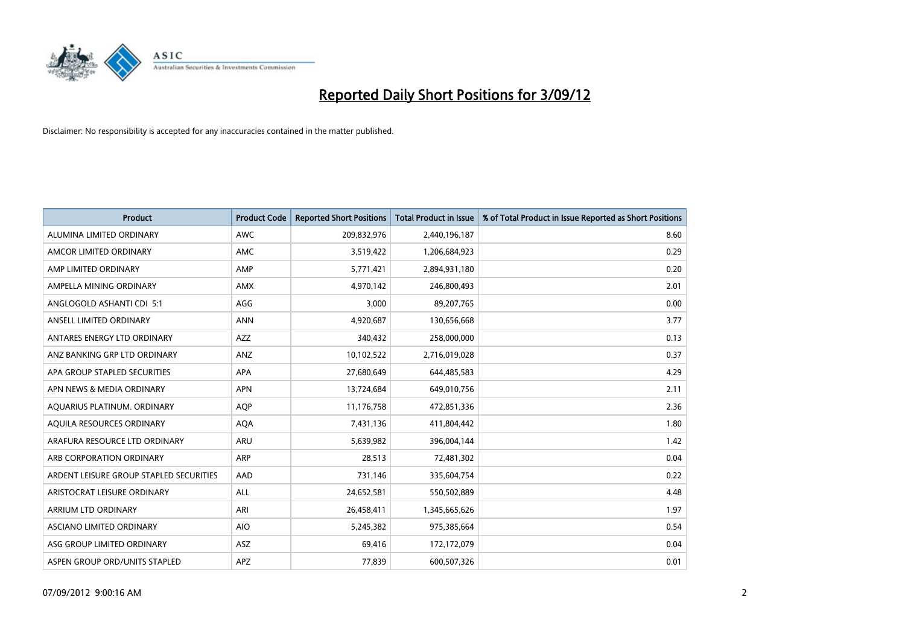# Reported Daily Short Positions for 3/09/12

Disclaimer: No responsibility is accepted for any inaccuracies contained in the matter published.

| Product | Product Code | Reported Short Positions | Total Product in Issue | % of Total Product in Issue Reported as Short Positions |
|---|---|---|---|---|
| ALUMINA LIMITED ORDINARY | AWC | 209,832,976 | 2,440,196,187 | 8.60 |
| AMCOR LIMITED ORDINARY | AMC | 3,519,422 | 1,206,684,923 | 0.29 |
| AMP LIMITED ORDINARY | AMP | 5,771,421 | 2,894,931,180 | 0.20 |
| AMPELLA MINING ORDINARY | AMX | 4,970,142 | 246,800,493 | 2.01 |
| ANGLOGOLD ASHANTI CDI 5:1 | AGG | 3,000 | 89,207,765 | 0.00 |
| ANSELL LIMITED ORDINARY | ANN | 4,920,687 | 130,656,668 | 3.77 |
| ANTARES ENERGY LTD ORDINARY | AZZ | 340,432 | 258,000,000 | 0.13 |
| ANZ BANKING GRP LTD ORDINARY | ANZ | 10,102,522 | 2,716,019,028 | 0.37 |
| APA GROUP STAPLED SECURITIES | APA | 27,680,649 | 644,485,583 | 4.29 |
| APN NEWS & MEDIA ORDINARY | APN | 13,724,684 | 649,010,756 | 2.11 |
| AQUARIUS PLATINUM. ORDINARY | AQP | 11,176,758 | 472,851,336 | 2.36 |
| AQUILA RESOURCES ORDINARY | AQA | 7,431,136 | 411,804,442 | 1.80 |
| ARAFURA RESOURCE LTD ORDINARY | ARU | 5,639,982 | 396,004,144 | 1.42 |
| ARB CORPORATION ORDINARY | ARP | 28,513 | 72,481,302 | 0.04 |
| ARDENT LEISURE GROUP STAPLED SECURITIES | AAD | 731,146 | 335,604,754 | 0.22 |
| ARISTOCRAT LEISURE ORDINARY | ALL | 24,652,581 | 550,502,889 | 4.48 |
| ARRIUM LTD ORDINARY | ARI | 26,458,411 | 1,345,665,626 | 1.97 |
| ASCIANO LIMITED ORDINARY | AIO | 5,245,382 | 975,385,664 | 0.54 |
| ASG GROUP LIMITED ORDINARY | ASZ | 69,416 | 172,172,079 | 0.04 |
| ASPEN GROUP ORD/UNITS STAPLED | APZ | 77,839 | 600,507,326 | 0.01 |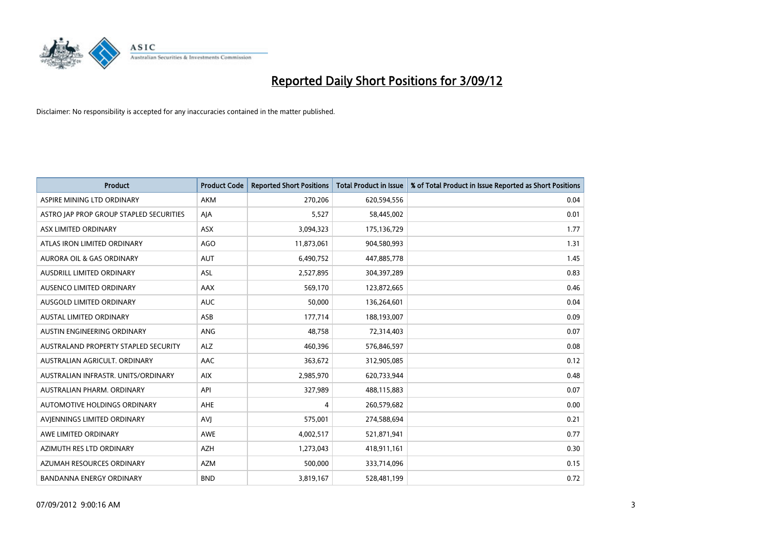# Reported Daily Short Positions for 3/09/12

Disclaimer: No responsibility is accepted for any inaccuracies contained in the matter published.

| Product | Product Code | Reported Short Positions | Total Product in Issue | % of Total Product in Issue Reported as Short Positions |
|---|---|---|---|---|
| ASPIRE MINING LTD ORDINARY | AKM | 270,206 | 620,594,556 | 0.04 |
| ASTRO JAP PROP GROUP STAPLED SECURITIES | AJA | 5,527 | 58,445,002 | 0.01 |
| ASX LIMITED ORDINARY | ASX | 3,094,323 | 175,136,729 | 1.77 |
| ATLAS IRON LIMITED ORDINARY | AGO | 11,873,061 | 904,580,993 | 1.31 |
| AURORA OIL & GAS ORDINARY | AUT | 6,490,752 | 447,885,778 | 1.45 |
| AUSDRILL LIMITED ORDINARY | ASL | 2,527,895 | 304,397,289 | 0.83 |
| AUSENCO LIMITED ORDINARY | AAX | 569,170 | 123,872,665 | 0.46 |
| AUSGOLD LIMITED ORDINARY | AUC | 50,000 | 136,264,601 | 0.04 |
| AUSTAL LIMITED ORDINARY | ASB | 177,714 | 188,193,007 | 0.09 |
| AUSTIN ENGINEERING ORDINARY | ANG | 48,758 | 72,314,403 | 0.07 |
| AUSTRALAND PROPERTY STAPLED SECURITY | ALZ | 460,396 | 576,846,597 | 0.08 |
| AUSTRALIAN AGRICULT. ORDINARY | AAC | 363,672 | 312,905,085 | 0.12 |
| AUSTRALIAN INFRASTR. UNITS/ORDINARY | AIX | 2,985,970 | 620,733,944 | 0.48 |
| AUSTRALIAN PHARM. ORDINARY | API | 327,989 | 488,115,883 | 0.07 |
| AUTOMOTIVE HOLDINGS ORDINARY | AHE | 4 | 260,579,682 | 0.00 |
| AVJENNINGS LIMITED ORDINARY | AVJ | 575,001 | 274,588,694 | 0.21 |
| AWE LIMITED ORDINARY | AWE | 4,002,517 | 521,871,941 | 0.77 |
| AZIMUTH RES LTD ORDINARY | AZH | 1,273,043 | 418,911,161 | 0.30 |
| AZUMAH RESOURCES ORDINARY | AZM | 500,000 | 333,714,096 | 0.15 |
| BANDANNA ENERGY ORDINARY | BND | 3,819,167 | 528,481,199 | 0.72 |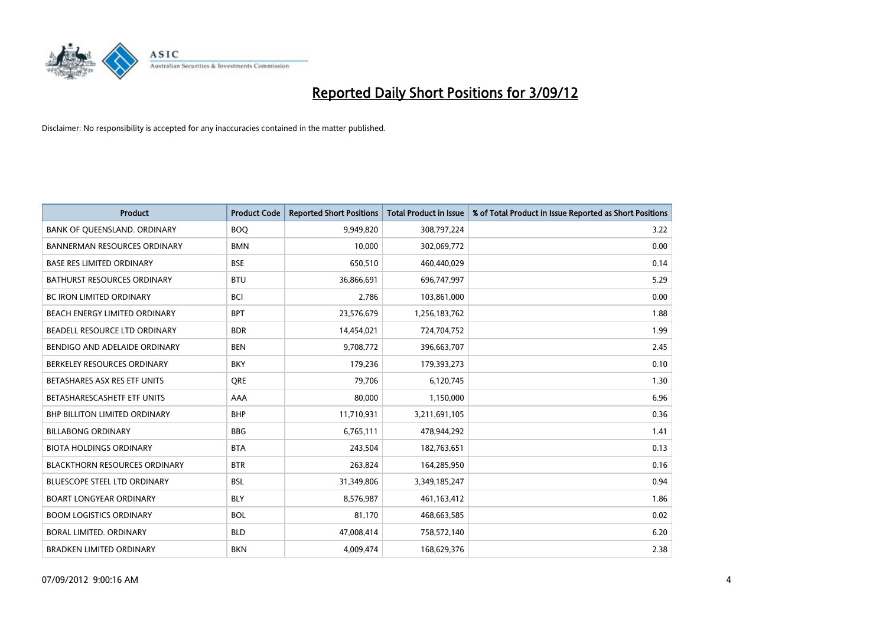# Reported Daily Short Positions for 3/09/12

Disclaimer: No responsibility is accepted for any inaccuracies contained in the matter published.

| Product | Product Code | Reported Short Positions | Total Product in Issue | % of Total Product in Issue Reported as Short Positions |
|---|---|---|---|---|
| BANK OF QUEENSLAND. ORDINARY | BOQ | 9,949,820 | 308,797,224 | 3.22 |
| BANNERMAN RESOURCES ORDINARY | BMN | 10,000 | 302,069,772 | 0.00 |
| BASE RES LIMITED ORDINARY | BSE | 650,510 | 460,440,029 | 0.14 |
| BATHURST RESOURCES ORDINARY | BTU | 36,866,691 | 696,747,997 | 5.29 |
| BC IRON LIMITED ORDINARY | BCI | 2,786 | 103,861,000 | 0.00 |
| BEACH ENERGY LIMITED ORDINARY | BPT | 23,576,679 | 1,256,183,762 | 1.88 |
| BEADELL RESOURCE LTD ORDINARY | BDR | 14,454,021 | 724,704,752 | 1.99 |
| BENDIGO AND ADELAIDE ORDINARY | BEN | 9,708,772 | 396,663,707 | 2.45 |
| BERKELEY RESOURCES ORDINARY | BKY | 179,236 | 179,393,273 | 0.10 |
| BETASHARES ASX RES ETF UNITS | QRE | 79,706 | 6,120,745 | 1.30 |
| BETASHARESCASHETF ETF UNITS | AAA | 80,000 | 1,150,000 | 6.96 |
| BHP BILLITON LIMITED ORDINARY | BHP | 11,710,931 | 3,211,691,105 | 0.36 |
| BILLABONG ORDINARY | BBG | 6,765,111 | 478,944,292 | 1.41 |
| BIOTA HOLDINGS ORDINARY | BTA | 243,504 | 182,763,651 | 0.13 |
| BLACKTHORN RESOURCES ORDINARY | BTR | 263,824 | 164,285,950 | 0.16 |
| BLUESCOPE STEEL LTD ORDINARY | BSL | 31,349,806 | 3,349,185,247 | 0.94 |
| BOART LONGYEAR ORDINARY | BLY | 8,576,987 | 461,163,412 | 1.86 |
| BOOM LOGISTICS ORDINARY | BOL | 81,170 | 468,663,585 | 0.02 |
| BORAL LIMITED. ORDINARY | BLD | 47,008,414 | 758,572,140 | 6.20 |
| BRADKEN LIMITED ORDINARY | BKN | 4,009,474 | 168,629,376 | 2.38 |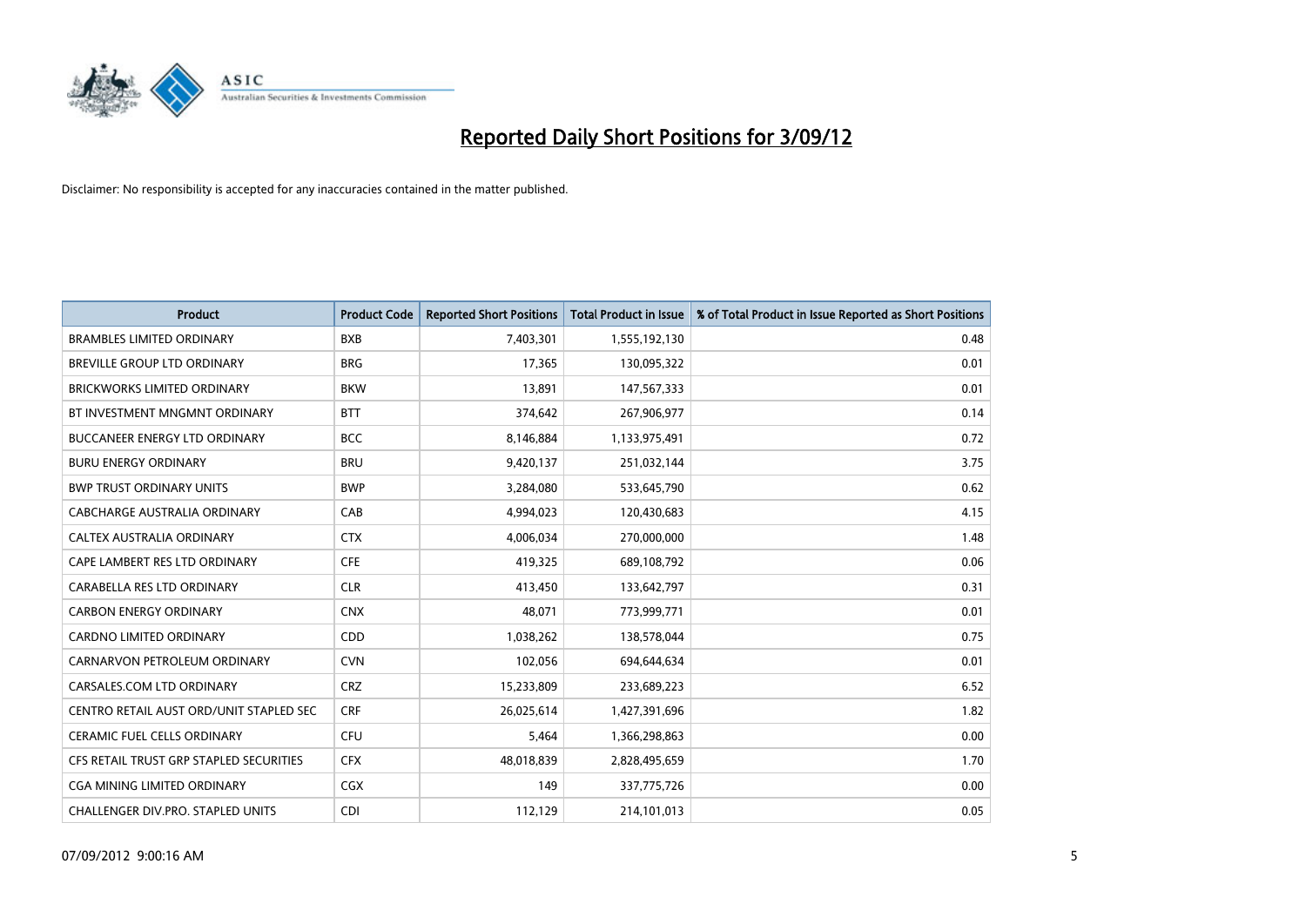# Reported Daily Short Positions for 3/09/12

Disclaimer: No responsibility is accepted for any inaccuracies contained in the matter published.

| Product | Product Code | Reported Short Positions | Total Product in Issue | % of Total Product in Issue Reported as Short Positions |
|---|---|---|---|---|
| BRAMBLES LIMITED ORDINARY | BXB | 7,403,301 | 1,555,192,130 | 0.48 |
| BREVILLE GROUP LTD ORDINARY | BRG | 17,365 | 130,095,322 | 0.01 |
| BRICKWORKS LIMITED ORDINARY | BKW | 13,891 | 147,567,333 | 0.01 |
| BT INVESTMENT MNGMNT ORDINARY | BTT | 374,642 | 267,906,977 | 0.14 |
| BUCCANEER ENERGY LTD ORDINARY | BCC | 8,146,884 | 1,133,975,491 | 0.72 |
| BURU ENERGY ORDINARY | BRU | 9,420,137 | 251,032,144 | 3.75 |
| BWP TRUST ORDINARY UNITS | BWP | 3,284,080 | 533,645,790 | 0.62 |
| CABCHARGE AUSTRALIA ORDINARY | CAB | 4,994,023 | 120,430,683 | 4.15 |
| CALTEX AUSTRALIA ORDINARY | CTX | 4,006,034 | 270,000,000 | 1.48 |
| CAPE LAMBERT RES LTD ORDINARY | CFE | 419,325 | 689,108,792 | 0.06 |
| CARABELLA RES LTD ORDINARY | CLR | 413,450 | 133,642,797 | 0.31 |
| CARBON ENERGY ORDINARY | CNX | 48,071 | 773,999,771 | 0.01 |
| CARDNO LIMITED ORDINARY | CDD | 1,038,262 | 138,578,044 | 0.75 |
| CARNARVON PETROLEUM ORDINARY | CVN | 102,056 | 694,644,634 | 0.01 |
| CARSALES.COM LTD ORDINARY | CRZ | 15,233,809 | 233,689,223 | 6.52 |
| CENTRO RETAIL AUST ORD/UNIT STAPLED SEC | CRF | 26,025,614 | 1,427,391,696 | 1.82 |
| CERAMIC FUEL CELLS ORDINARY | CFU | 5,464 | 1,366,298,863 | 0.00 |
| CFS RETAIL TRUST GRP STAPLED SECURITIES | CFX | 48,018,839 | 2,828,495,659 | 1.70 |
| CGA MINING LIMITED ORDINARY | CGX | 149 | 337,775,726 | 0.00 |
| CHALLENGER DIV.PRO. STAPLED UNITS | CDI | 112,129 | 214,101,013 | 0.05 |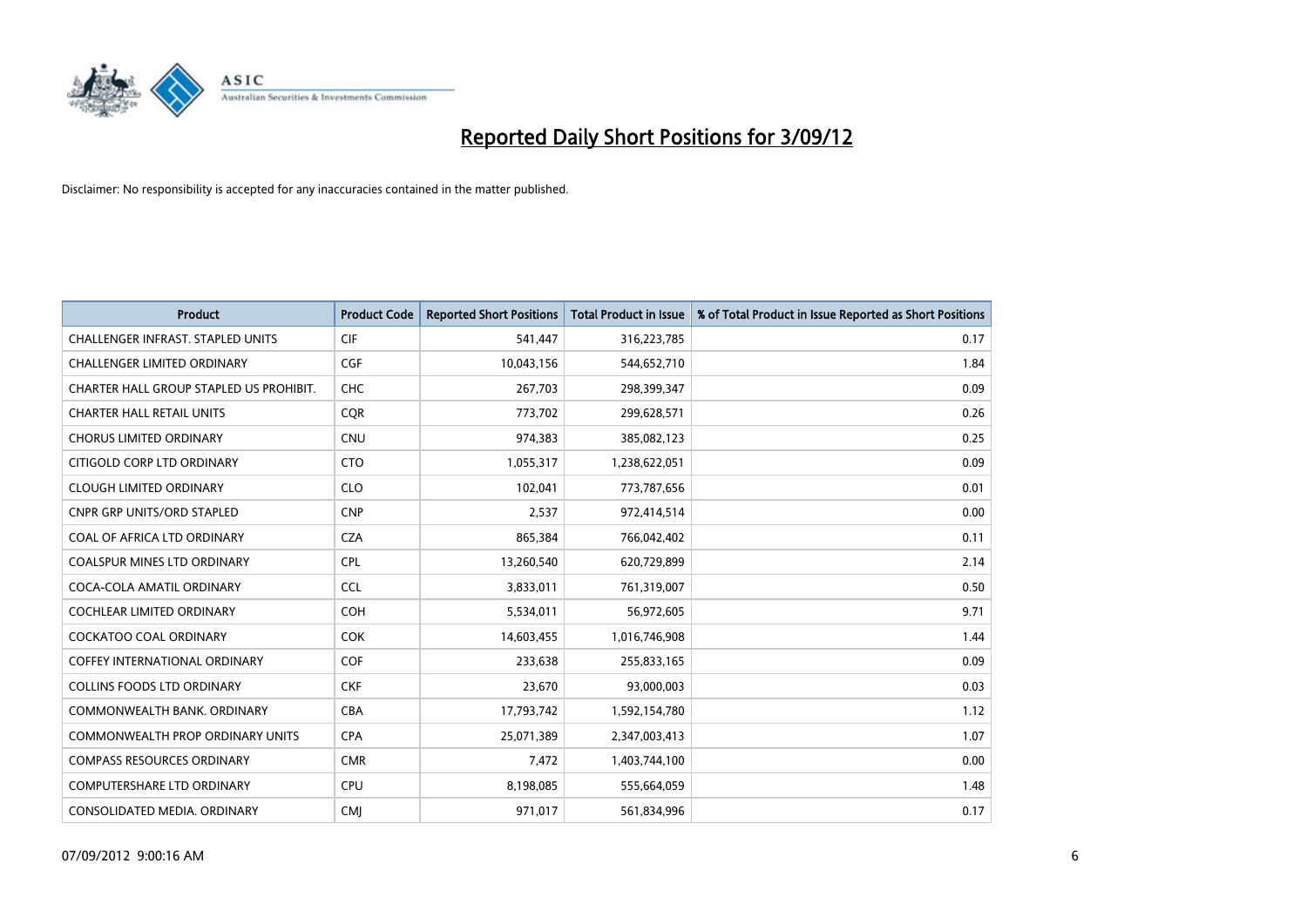# Reported Daily Short Positions for 3/09/12

Disclaimer: No responsibility is accepted for any inaccuracies contained in the matter published.

| Product | Product Code | Reported Short Positions | Total Product in Issue | % of Total Product in Issue Reported as Short Positions |
|---|---|---|---|---|
| CHALLENGER INFRAST. STAPLED UNITS | CIF | 541,447 | 316,223,785 | 0.17 |
| CHALLENGER LIMITED ORDINARY | CGF | 10,043,156 | 544,652,710 | 1.84 |
| CHARTER HALL GROUP STAPLED US PROHIBIT. | CHC | 267,703 | 298,399,347 | 0.09 |
| CHARTER HALL RETAIL UNITS | CQR | 773,702 | 299,628,571 | 0.26 |
| CHORUS LIMITED ORDINARY | CNU | 974,383 | 385,082,123 | 0.25 |
| CITIGOLD CORP LTD ORDINARY | CTO | 1,055,317 | 1,238,622,051 | 0.09 |
| CLOUGH LIMITED ORDINARY | CLO | 102,041 | 773,787,656 | 0.01 |
| CNPR GRP UNITS/ORD STAPLED | CNP | 2,537 | 972,414,514 | 0.00 |
| COAL OF AFRICA LTD ORDINARY | CZA | 865,384 | 766,042,402 | 0.11 |
| COALSPUR MINES LTD ORDINARY | CPL | 13,260,540 | 620,729,899 | 2.14 |
| COCA-COLA AMATIL ORDINARY | CCL | 3,833,011 | 761,319,007 | 0.50 |
| COCHLEAR LIMITED ORDINARY | COH | 5,534,011 | 56,972,605 | 9.71 |
| COCKATOO COAL ORDINARY | COK | 14,603,455 | 1,016,746,908 | 1.44 |
| COFFEY INTERNATIONAL ORDINARY | COF | 233,638 | 255,833,165 | 0.09 |
| COLLINS FOODS LTD ORDINARY | CKF | 23,670 | 93,000,003 | 0.03 |
| COMMONWEALTH BANK. ORDINARY | CBA | 17,793,742 | 1,592,154,780 | 1.12 |
| COMMONWEALTH PROP ORDINARY UNITS | CPA | 25,071,389 | 2,347,003,413 | 1.07 |
| COMPASS RESOURCES ORDINARY | CMR | 7,472 | 1,403,744,100 | 0.00 |
| COMPUTERSHARE LTD ORDINARY | CPU | 8,198,085 | 555,664,059 | 1.48 |
| CONSOLIDATED MEDIA. ORDINARY | CMJ | 971,017 | 561,834,996 | 0.17 |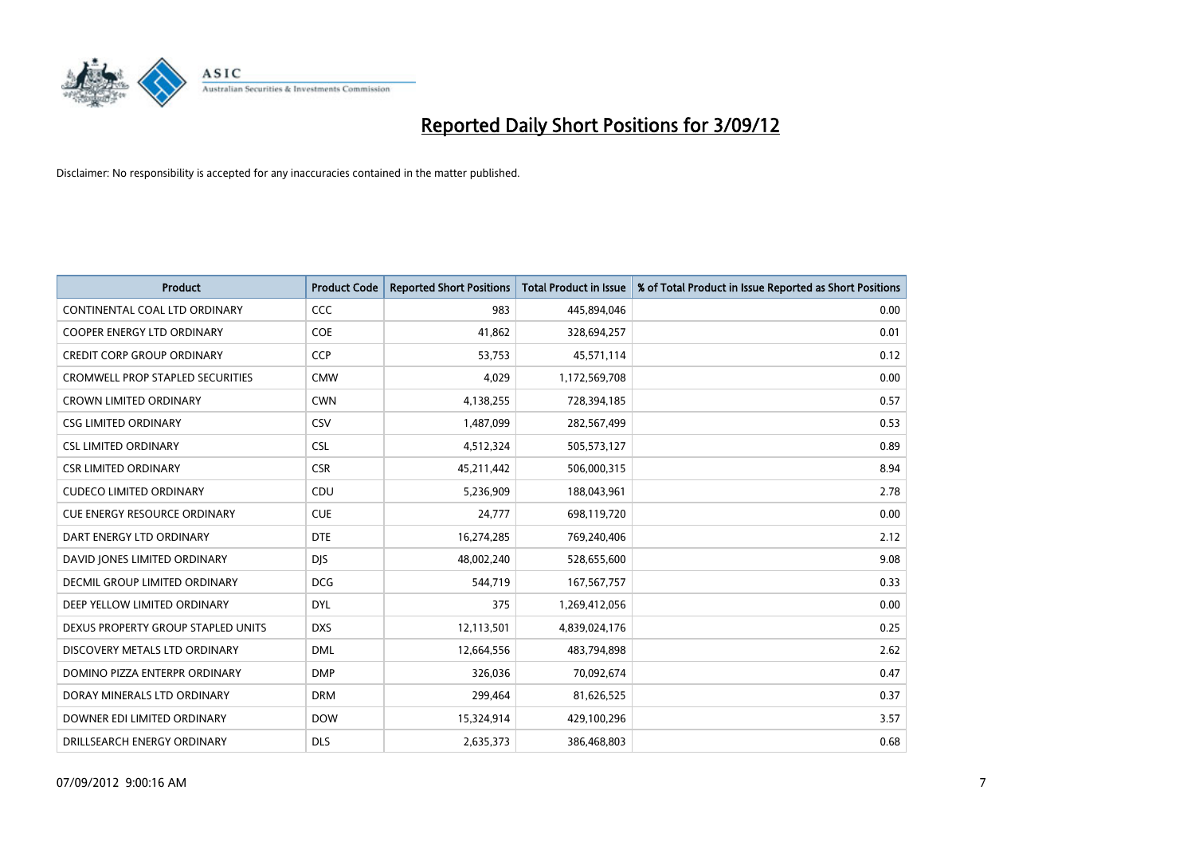# Reported Daily Short Positions for 3/09/12

Disclaimer: No responsibility is accepted for any inaccuracies contained in the matter published.

| Product | Product Code | Reported Short Positions | Total Product in Issue | % of Total Product in Issue Reported as Short Positions |
|---|---|---|---|---|
| CONTINENTAL COAL LTD ORDINARY | CCC | 983 | 445,894,046 | 0.00 |
| COOPER ENERGY LTD ORDINARY | COE | 41,862 | 328,694,257 | 0.01 |
| CREDIT CORP GROUP ORDINARY | CCP | 53,753 | 45,571,114 | 0.12 |
| CROMWELL PROP STAPLED SECURITIES | CMW | 4,029 | 1,172,569,708 | 0.00 |
| CROWN LIMITED ORDINARY | CWN | 4,138,255 | 728,394,185 | 0.57 |
| CSG LIMITED ORDINARY | CSV | 1,487,099 | 282,567,499 | 0.53 |
| CSL LIMITED ORDINARY | CSL | 4,512,324 | 505,573,127 | 0.89 |
| CSR LIMITED ORDINARY | CSR | 45,211,442 | 506,000,315 | 8.94 |
| CUDECO LIMITED ORDINARY | CDU | 5,236,909 | 188,043,961 | 2.78 |
| CUE ENERGY RESOURCE ORDINARY | CUE | 24,777 | 698,119,720 | 0.00 |
| DART ENERGY LTD ORDINARY | DTE | 16,274,285 | 769,240,406 | 2.12 |
| DAVID JONES LIMITED ORDINARY | DJS | 48,002,240 | 528,655,600 | 9.08 |
| DECMIL GROUP LIMITED ORDINARY | DCG | 544,719 | 167,567,757 | 0.33 |
| DEEP YELLOW LIMITED ORDINARY | DYL | 375 | 1,269,412,056 | 0.00 |
| DEXUS PROPERTY GROUP STAPLED UNITS | DXS | 12,113,501 | 4,839,024,176 | 0.25 |
| DISCOVERY METALS LTD ORDINARY | DML | 12,664,556 | 483,794,898 | 2.62 |
| DOMINO PIZZA ENTERPR ORDINARY | DMP | 326,036 | 70,092,674 | 0.47 |
| DORAY MINERALS LTD ORDINARY | DRM | 299,464 | 81,626,525 | 0.37 |
| DOWNER EDI LIMITED ORDINARY | DOW | 15,324,914 | 429,100,296 | 3.57 |
| DRILLSEARCH ENERGY ORDINARY | DLS | 2,635,373 | 386,468,803 | 0.68 |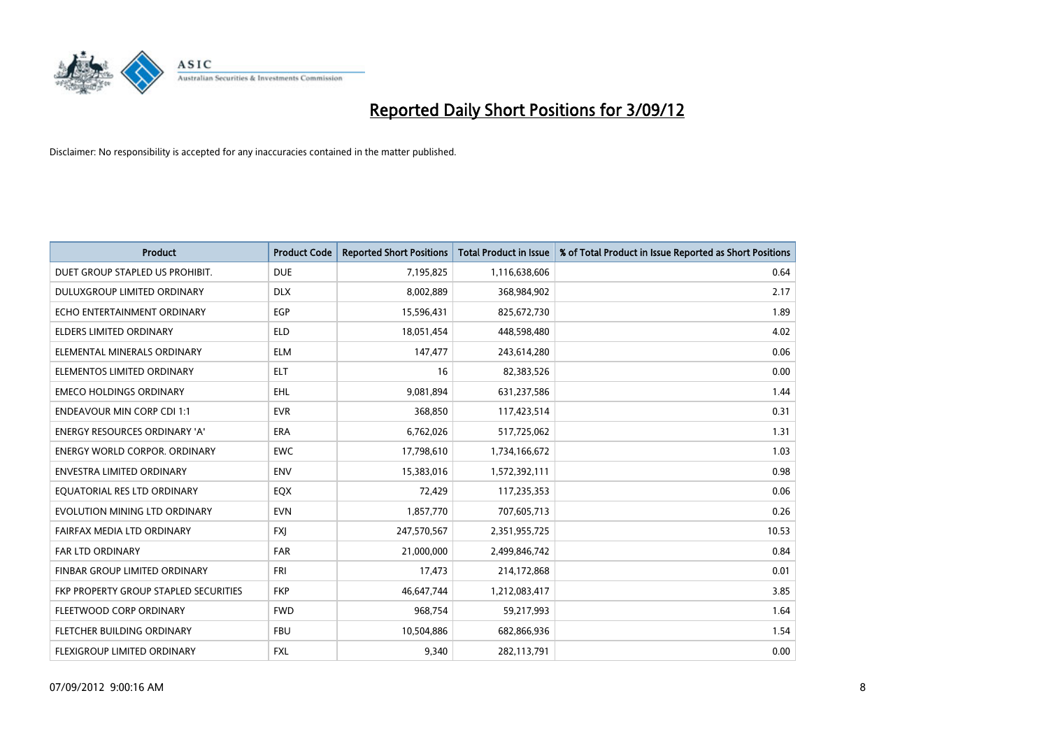# Reported Daily Short Positions for 3/09/12

Disclaimer: No responsibility is accepted for any inaccuracies contained in the matter published.

| Product | Product Code | Reported Short Positions | Total Product in Issue | % of Total Product in Issue Reported as Short Positions |
|---|---|---|---|---|
| DUET GROUP STAPLED US PROHIBIT. | DUE | 7,195,825 | 1,116,638,606 | 0.64 |
| DULUXGROUP LIMITED ORDINARY | DLX | 8,002,889 | 368,984,902 | 2.17 |
| ECHO ENTERTAINMENT ORDINARY | EGP | 15,596,431 | 825,672,730 | 1.89 |
| ELDERS LIMITED ORDINARY | ELD | 18,051,454 | 448,598,480 | 4.02 |
| ELEMENTAL MINERALS ORDINARY | ELM | 147,477 | 243,614,280 | 0.06 |
| ELEMENTOS LIMITED ORDINARY | ELT | 16 | 82,383,526 | 0.00 |
| EMECO HOLDINGS ORDINARY | EHL | 9,081,894 | 631,237,586 | 1.44 |
| ENDEAVOUR MIN CORP CDI 1:1 | EVR | 368,850 | 117,423,514 | 0.31 |
| ENERGY RESOURCES ORDINARY 'A' | ERA | 6,762,026 | 517,725,062 | 1.31 |
| ENERGY WORLD CORPOR. ORDINARY | EWC | 17,798,610 | 1,734,166,672 | 1.03 |
| ENVESTRA LIMITED ORDINARY | ENV | 15,383,016 | 1,572,392,111 | 0.98 |
| EQUATORIAL RES LTD ORDINARY | EQX | 72,429 | 117,235,353 | 0.06 |
| EVOLUTION MINING LTD ORDINARY | EVN | 1,857,770 | 707,605,713 | 0.26 |
| FAIRFAX MEDIA LTD ORDINARY | FXJ | 247,570,567 | 2,351,955,725 | 10.53 |
| FAR LTD ORDINARY | FAR | 21,000,000 | 2,499,846,742 | 0.84 |
| FINBAR GROUP LIMITED ORDINARY | FRI | 17,473 | 214,172,868 | 0.01 |
| FKP PROPERTY GROUP STAPLED SECURITIES | FKP | 46,647,744 | 1,212,083,417 | 3.85 |
| FLEETWOOD CORP ORDINARY | FWD | 968,754 | 59,217,993 | 1.64 |
| FLETCHER BUILDING ORDINARY | FBU | 10,504,886 | 682,866,936 | 1.54 |
| FLEXIGROUP LIMITED ORDINARY | FXL | 9,340 | 282,113,791 | 0.00 |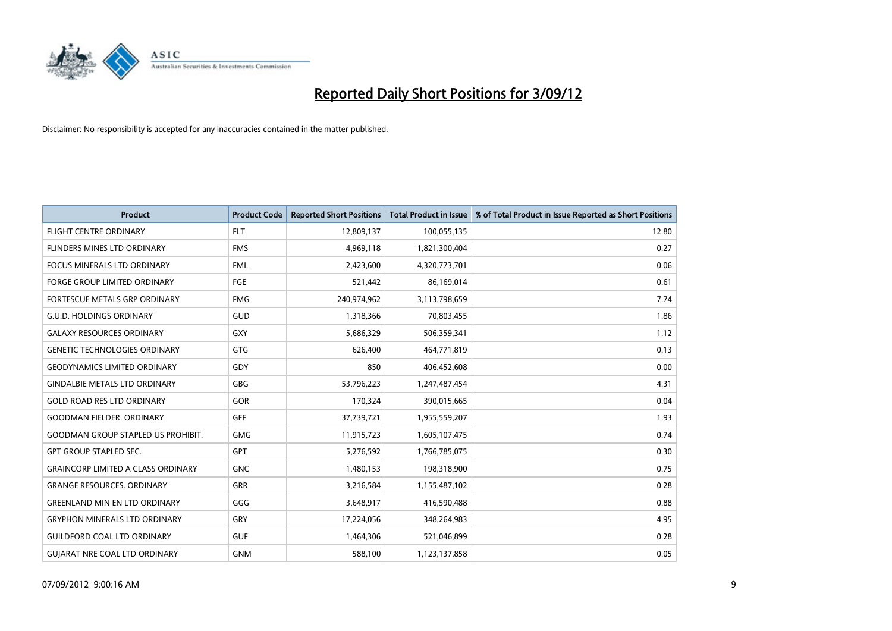# Reported Daily Short Positions for 3/09/12

Disclaimer: No responsibility is accepted for any inaccuracies contained in the matter published.

| Product | Product Code | Reported Short Positions | Total Product in Issue | % of Total Product in Issue Reported as Short Positions |
|---|---|---|---|---|
| FLIGHT CENTRE ORDINARY | FLT | 12,809,137 | 100,055,135 | 12.80 |
| FLINDERS MINES LTD ORDINARY | FMS | 4,969,118 | 1,821,300,404 | 0.27 |
| FOCUS MINERALS LTD ORDINARY | FML | 2,423,600 | 4,320,773,701 | 0.06 |
| FORGE GROUP LIMITED ORDINARY | FGE | 521,442 | 86,169,014 | 0.61 |
| FORTESCUE METALS GRP ORDINARY | FMG | 240,974,962 | 3,113,798,659 | 7.74 |
| G.U.D. HOLDINGS ORDINARY | GUD | 1,318,366 | 70,803,455 | 1.86 |
| GALAXY RESOURCES ORDINARY | GXY | 5,686,329 | 506,359,341 | 1.12 |
| GENETIC TECHNOLOGIES ORDINARY | GTG | 626,400 | 464,771,819 | 0.13 |
| GEODYNAMICS LIMITED ORDINARY | GDY | 850 | 406,452,608 | 0.00 |
| GINDALBIE METALS LTD ORDINARY | GBG | 53,796,223 | 1,247,487,454 | 4.31 |
| GOLD ROAD RES LTD ORDINARY | GOR | 170,324 | 390,015,665 | 0.04 |
| GOODMAN FIELDER. ORDINARY | GFF | 37,739,721 | 1,955,559,207 | 1.93 |
| GOODMAN GROUP STAPLED US PROHIBIT. | GMG | 11,915,723 | 1,605,107,475 | 0.74 |
| GPT GROUP STAPLED SEC. | GPT | 5,276,592 | 1,766,785,075 | 0.30 |
| GRAINCORP LIMITED A CLASS ORDINARY | GNC | 1,480,153 | 198,318,900 | 0.75 |
| GRANGE RESOURCES. ORDINARY | GRR | 3,216,584 | 1,155,487,102 | 0.28 |
| GREENLAND MIN EN LTD ORDINARY | GGG | 3,648,917 | 416,590,488 | 0.88 |
| GRYPHON MINERALS LTD ORDINARY | GRY | 17,224,056 | 348,264,983 | 4.95 |
| GUILDFORD COAL LTD ORDINARY | GUF | 1,464,306 | 521,046,899 | 0.28 |
| GUJARAT NRE COAL LTD ORDINARY | GNM | 588,100 | 1,123,137,858 | 0.05 |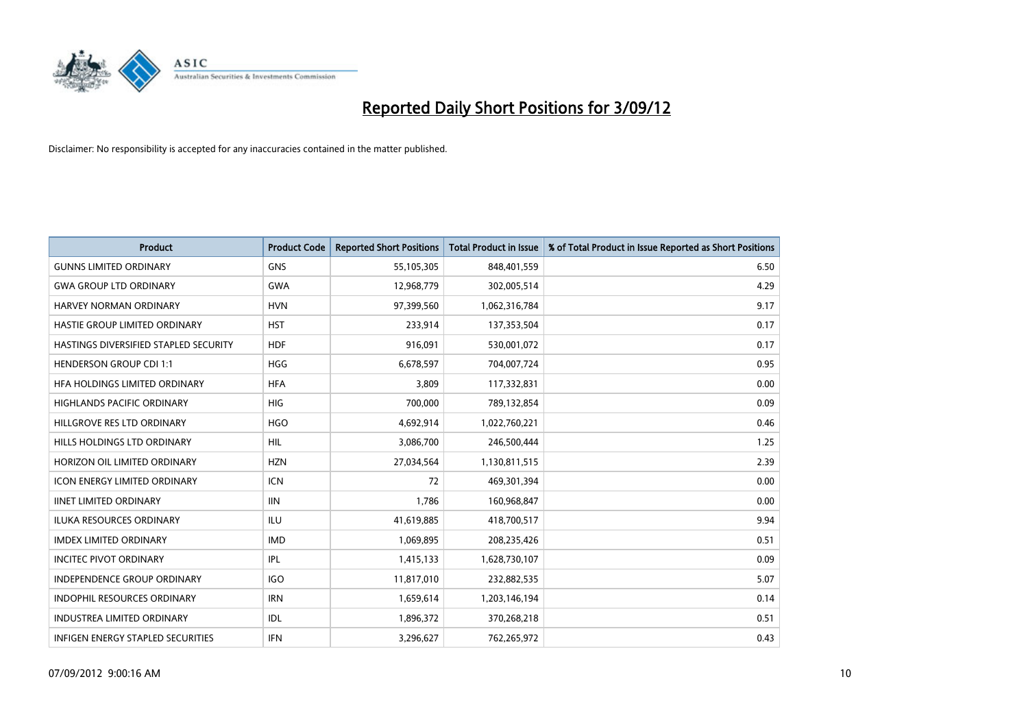# Reported Daily Short Positions for 3/09/12

Disclaimer: No responsibility is accepted for any inaccuracies contained in the matter published.

| Product | Product Code | Reported Short Positions | Total Product in Issue | % of Total Product in Issue Reported as Short Positions |
|---|---|---|---|---|
| GUNNS LIMITED ORDINARY | GNS | 55,105,305 | 848,401,559 | 6.50 |
| GWA GROUP LTD ORDINARY | GWA | 12,968,779 | 302,005,514 | 4.29 |
| HARVEY NORMAN ORDINARY | HVN | 97,399,560 | 1,062,316,784 | 9.17 |
| HASTIE GROUP LIMITED ORDINARY | HST | 233,914 | 137,353,504 | 0.17 |
| HASTINGS DIVERSIFIED STAPLED SECURITY | HDF | 916,091 | 530,001,072 | 0.17 |
| HENDERSON GROUP CDI 1:1 | HGG | 6,678,597 | 704,007,724 | 0.95 |
| HFA HOLDINGS LIMITED ORDINARY | HFA | 3,809 | 117,332,831 | 0.00 |
| HIGHLANDS PACIFIC ORDINARY | HIG | 700,000 | 789,132,854 | 0.09 |
| HILLGROVE RES LTD ORDINARY | HGO | 4,692,914 | 1,022,760,221 | 0.46 |
| HILLS HOLDINGS LTD ORDINARY | HIL | 3,086,700 | 246,500,444 | 1.25 |
| HORIZON OIL LIMITED ORDINARY | HZN | 27,034,564 | 1,130,811,515 | 2.39 |
| ICON ENERGY LIMITED ORDINARY | ICN | 72 | 469,301,394 | 0.00 |
| IINET LIMITED ORDINARY | IIN | 1,786 | 160,968,847 | 0.00 |
| ILUKA RESOURCES ORDINARY | ILU | 41,619,885 | 418,700,517 | 9.94 |
| IMDEX LIMITED ORDINARY | IMD | 1,069,895 | 208,235,426 | 0.51 |
| INCITEC PIVOT ORDINARY | IPL | 1,415,133 | 1,628,730,107 | 0.09 |
| INDEPENDENCE GROUP ORDINARY | IGO | 11,817,010 | 232,882,535 | 5.07 |
| INDOPHIL RESOURCES ORDINARY | IRN | 1,659,614 | 1,203,146,194 | 0.14 |
| INDUSTREA LIMITED ORDINARY | IDL | 1,896,372 | 370,268,218 | 0.51 |
| INFIGEN ENERGY STAPLED SECURITIES | IFN | 3,296,627 | 762,265,972 | 0.43 |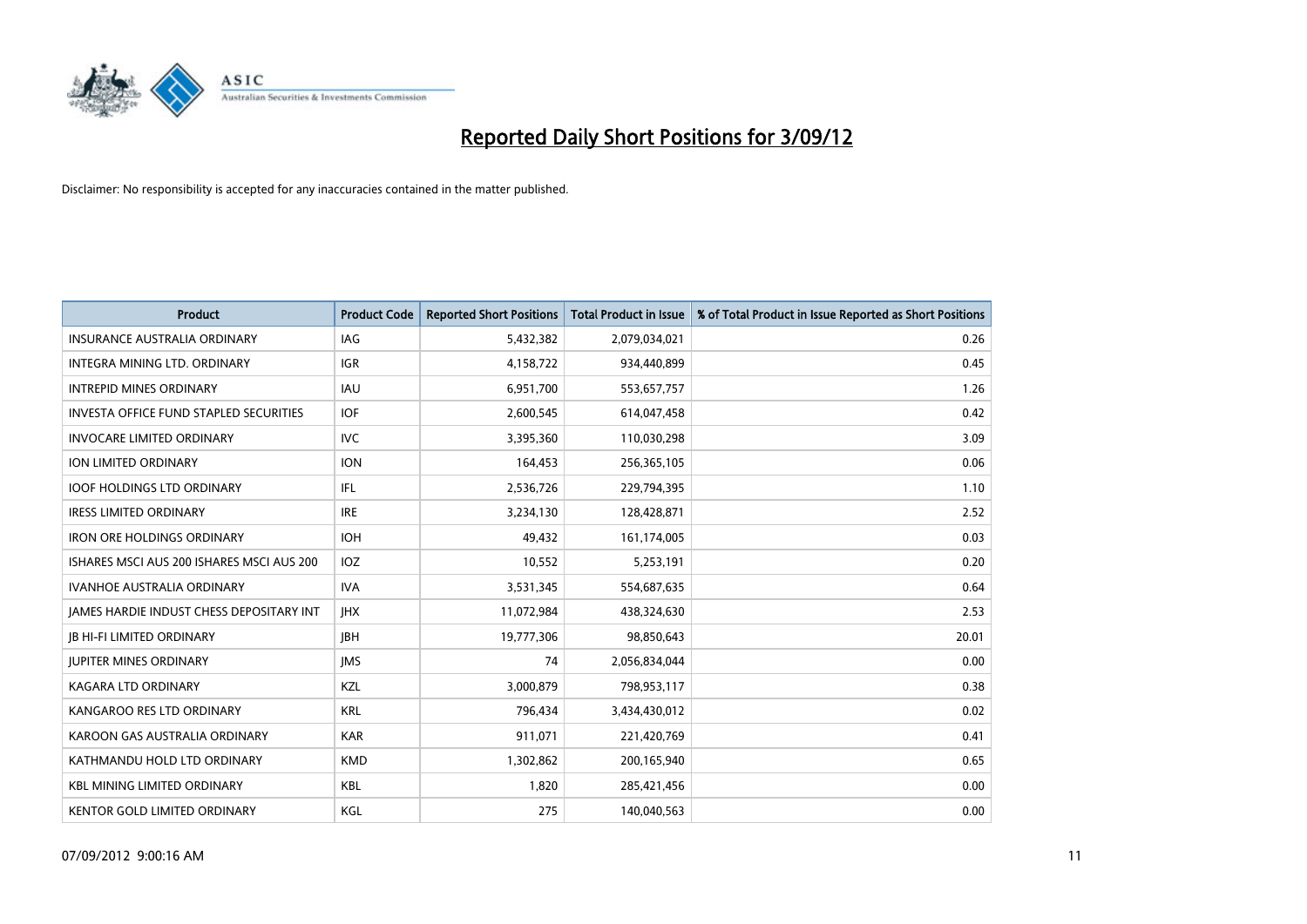# Reported Daily Short Positions for 3/09/12

Disclaimer: No responsibility is accepted for any inaccuracies contained in the matter published.

| Product | Product Code | Reported Short Positions | Total Product in Issue | % of Total Product in Issue Reported as Short Positions |
|---|---|---|---|---|
| INSURANCE AUSTRALIA ORDINARY | IAG | 5,432,382 | 2,079,034,021 | 0.26 |
| INTEGRA MINING LTD. ORDINARY | IGR | 4,158,722 | 934,440,899 | 0.45 |
| INTREPID MINES ORDINARY | IAU | 6,951,700 | 553,657,757 | 1.26 |
| INVESTA OFFICE FUND STAPLED SECURITIES | IOF | 2,600,545 | 614,047,458 | 0.42 |
| INVOCARE LIMITED ORDINARY | IVC | 3,395,360 | 110,030,298 | 3.09 |
| ION LIMITED ORDINARY | ION | 164,453 | 256,365,105 | 0.06 |
| IOOF HOLDINGS LTD ORDINARY | IFL | 2,536,726 | 229,794,395 | 1.10 |
| IRESS LIMITED ORDINARY | IRE | 3,234,130 | 128,428,871 | 2.52 |
| IRON ORE HOLDINGS ORDINARY | IOH | 49,432 | 161,174,005 | 0.03 |
| ISHARES MSCI AUS 200 ISHARES MSCI AUS 200 | IOZ | 10,552 | 5,253,191 | 0.20 |
| IVANHOE AUSTRALIA ORDINARY | IVA | 3,531,345 | 554,687,635 | 0.64 |
| JAMES HARDIE INDUST CHESS DEPOSITARY INT | JHX | 11,072,984 | 438,324,630 | 2.53 |
| JB HI-FI LIMITED ORDINARY | JBH | 19,777,306 | 98,850,643 | 20.01 |
| JUPITER MINES ORDINARY | JMS | 74 | 2,056,834,044 | 0.00 |
| KAGARA LTD ORDINARY | KZL | 3,000,879 | 798,953,117 | 0.38 |
| KANGAROO RES LTD ORDINARY | KRL | 796,434 | 3,434,430,012 | 0.02 |
| KAROON GAS AUSTRALIA ORDINARY | KAR | 911,071 | 221,420,769 | 0.41 |
| KATHMANDU HOLD LTD ORDINARY | KMD | 1,302,862 | 200,165,940 | 0.65 |
| KBL MINING LIMITED ORDINARY | KBL | 1,820 | 285,421,456 | 0.00 |
| KENTOR GOLD LIMITED ORDINARY | KGL | 275 | 140,040,563 | 0.00 |

07/09/2012 9:00:16 AM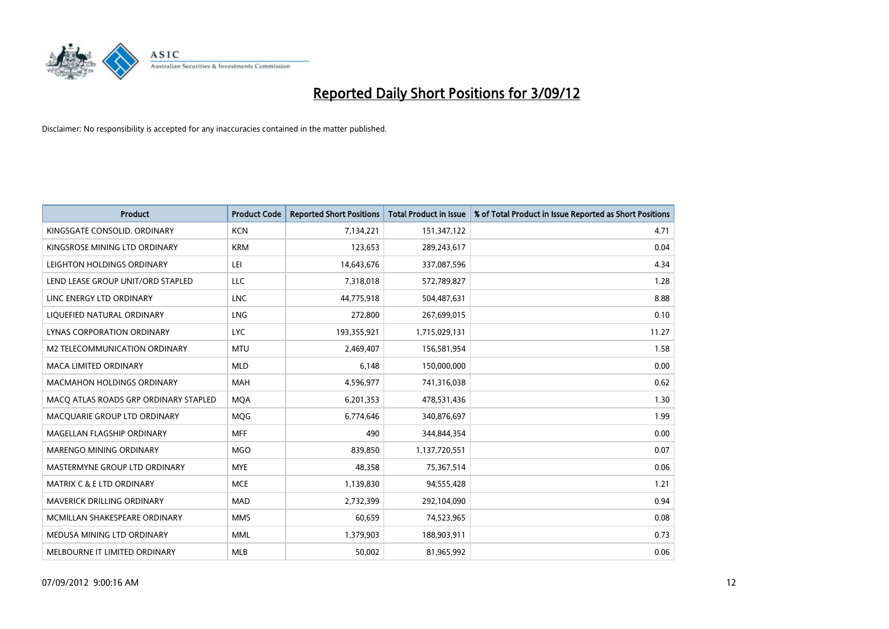# Reported Daily Short Positions for 3/09/12

Disclaimer: No responsibility is accepted for any inaccuracies contained in the matter published.

| Product | Product Code | Reported Short Positions | Total Product in Issue | % of Total Product in Issue Reported as Short Positions |
|---|---|---|---|---|
| KINGSGATE CONSOLID. ORDINARY | KCN | 7,134,221 | 151,347,122 | 4.71 |
| KINGSROSE MINING LTD ORDINARY | KRM | 123,653 | 289,243,617 | 0.04 |
| LEIGHTON HOLDINGS ORDINARY | LEI | 14,643,676 | 337,087,596 | 4.34 |
| LEND LEASE GROUP UNIT/ORD STAPLED | LLC | 7,318,018 | 572,789,827 | 1.28 |
| LINC ENERGY LTD ORDINARY | LNC | 44,775,918 | 504,487,631 | 8.88 |
| LIQUEFIED NATURAL ORDINARY | LNG | 272,800 | 267,699,015 | 0.10 |
| LYNAS CORPORATION ORDINARY | LYC | 193,355,921 | 1,715,029,131 | 11.27 |
| M2 TELECOMMUNICATION ORDINARY | MTU | 2,469,407 | 156,581,954 | 1.58 |
| MACA LIMITED ORDINARY | MLD | 6,148 | 150,000,000 | 0.00 |
| MACMAHON HOLDINGS ORDINARY | MAH | 4,596,977 | 741,316,038 | 0.62 |
| MACQ ATLAS ROADS GRP ORDINARY STAPLED | MQA | 6,201,353 | 478,531,436 | 1.30 |
| MACQUARIE GROUP LTD ORDINARY | MQG | 6,774,646 | 340,876,697 | 1.99 |
| MAGELLAN FLAGSHIP ORDINARY | MFF | 490 | 344,844,354 | 0.00 |
| MARENGO MINING ORDINARY | MGO | 839,850 | 1,137,720,551 | 0.07 |
| MASTERMYNE GROUP LTD ORDINARY | MYE | 48,358 | 75,367,514 | 0.06 |
| MATRIX C & E LTD ORDINARY | MCE | 1,139,830 | 94,555,428 | 1.21 |
| MAVERICK DRILLING ORDINARY | MAD | 2,732,399 | 292,104,090 | 0.94 |
| MCMILLAN SHAKESPEARE ORDINARY | MMS | 60,659 | 74,523,965 | 0.08 |
| MEDUSA MINING LTD ORDINARY | MML | 1,379,903 | 188,903,911 | 0.73 |
| MELBOURNE IT LIMITED ORDINARY | MLB | 50,002 | 81,965,992 | 0.06 |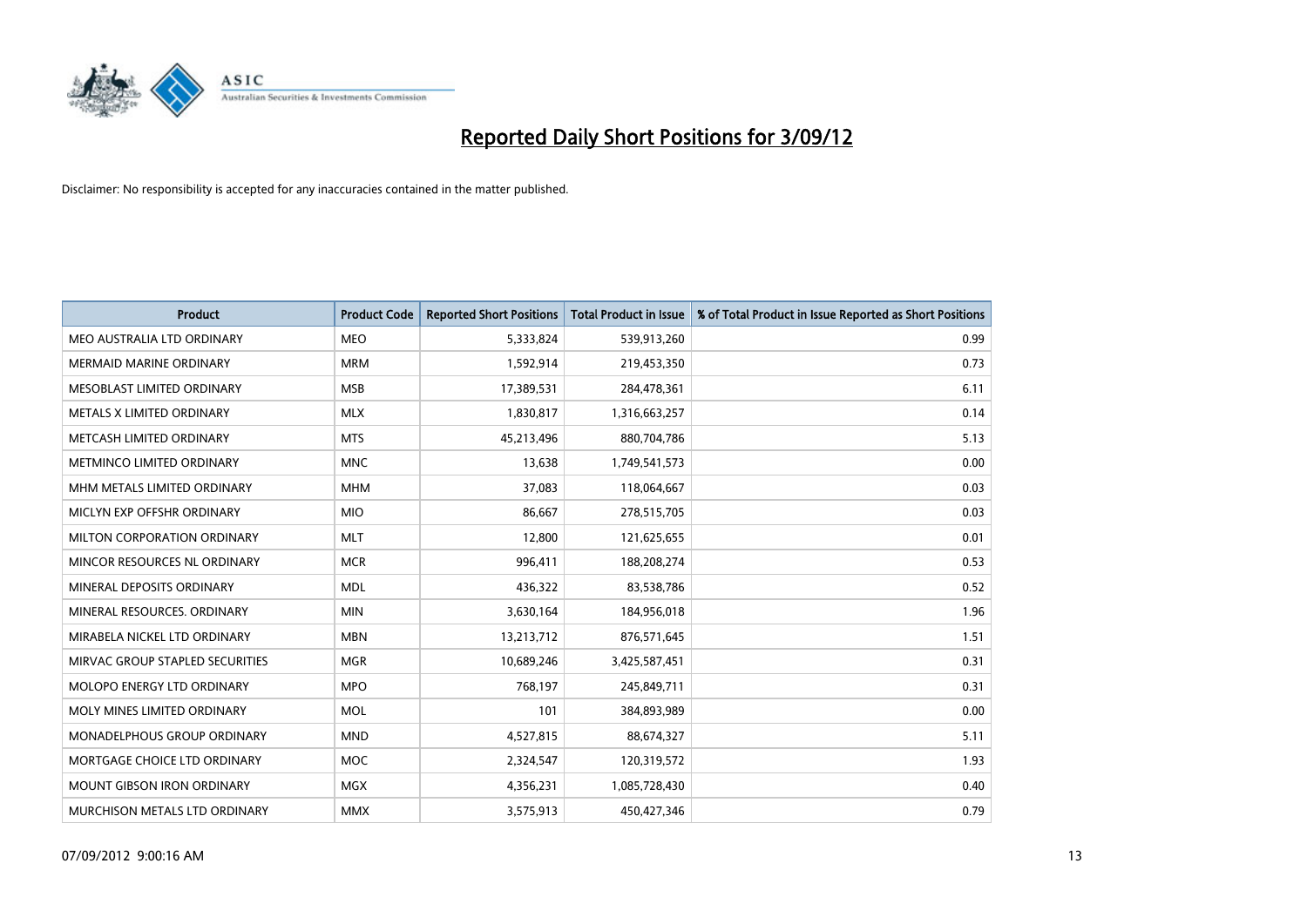# Reported Daily Short Positions for 3/09/12

Disclaimer: No responsibility is accepted for any inaccuracies contained in the matter published.

| Product | Product Code | Reported Short Positions | Total Product in Issue | % of Total Product in Issue Reported as Short Positions |
|---|---|---|---|---|
| MEO AUSTRALIA LTD ORDINARY | MEO | 5,333,824 | 539,913,260 | 0.99 |
| MERMAID MARINE ORDINARY | MRM | 1,592,914 | 219,453,350 | 0.73 |
| MESOBLAST LIMITED ORDINARY | MSB | 17,389,531 | 284,478,361 | 6.11 |
| METALS X LIMITED ORDINARY | MLX | 1,830,817 | 1,316,663,257 | 0.14 |
| METCASH LIMITED ORDINARY | MTS | 45,213,496 | 880,704,786 | 5.13 |
| METMINCO LIMITED ORDINARY | MNC | 13,638 | 1,749,541,573 | 0.00 |
| MHM METALS LIMITED ORDINARY | MHM | 37,083 | 118,064,667 | 0.03 |
| MICLYN EXP OFFSHR ORDINARY | MIO | 86,667 | 278,515,705 | 0.03 |
| MILTON CORPORATION ORDINARY | MLT | 12,800 | 121,625,655 | 0.01 |
| MINCOR RESOURCES NL ORDINARY | MCR | 996,411 | 188,208,274 | 0.53 |
| MINERAL DEPOSITS ORDINARY | MDL | 436,322 | 83,538,786 | 0.52 |
| MINERAL RESOURCES. ORDINARY | MIN | 3,630,164 | 184,956,018 | 1.96 |
| MIRABELA NICKEL LTD ORDINARY | MBN | 13,213,712 | 876,571,645 | 1.51 |
| MIRVAC GROUP STAPLED SECURITIES | MGR | 10,689,246 | 3,425,587,451 | 0.31 |
| MOLOPO ENERGY LTD ORDINARY | MPO | 768,197 | 245,849,711 | 0.31 |
| MOLY MINES LIMITED ORDINARY | MOL | 101 | 384,893,989 | 0.00 |
| MONADELPHOUS GROUP ORDINARY | MND | 4,527,815 | 88,674,327 | 5.11 |
| MORTGAGE CHOICE LTD ORDINARY | MOC | 2,324,547 | 120,319,572 | 1.93 |
| MOUNT GIBSON IRON ORDINARY | MGX | 4,356,231 | 1,085,728,430 | 0.40 |
| MURCHISON METALS LTD ORDINARY | MMX | 3,575,913 | 450,427,346 | 0.79 |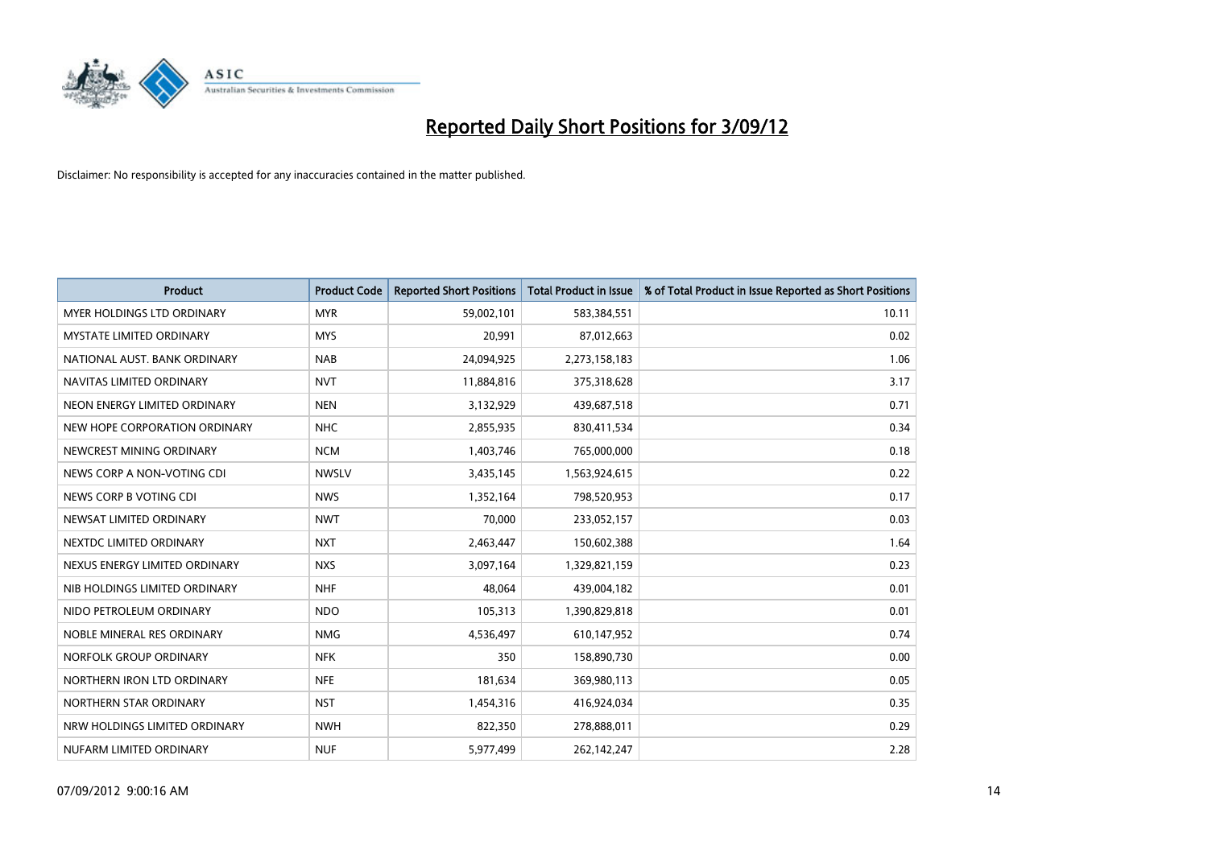# Reported Daily Short Positions for 3/09/12

Disclaimer: No responsibility is accepted for any inaccuracies contained in the matter published.

| Product | Product Code | Reported Short Positions | Total Product in Issue | % of Total Product in Issue Reported as Short Positions |
|---|---|---|---|---|
| MYER HOLDINGS LTD ORDINARY | MYR | 59,002,101 | 583,384,551 | 10.11 |
| MYSTATE LIMITED ORDINARY | MYS | 20,991 | 87,012,663 | 0.02 |
| NATIONAL AUST. BANK ORDINARY | NAB | 24,094,925 | 2,273,158,183 | 1.06 |
| NAVITAS LIMITED ORDINARY | NVT | 11,884,816 | 375,318,628 | 3.17 |
| NEON ENERGY LIMITED ORDINARY | NEN | 3,132,929 | 439,687,518 | 0.71 |
| NEW HOPE CORPORATION ORDINARY | NHC | 2,855,935 | 830,411,534 | 0.34 |
| NEWCREST MINING ORDINARY | NCM | 1,403,746 | 765,000,000 | 0.18 |
| NEWS CORP A NON-VOTING CDI | NWSLV | 3,435,145 | 1,563,924,615 | 0.22 |
| NEWS CORP B VOTING CDI | NWS | 1,352,164 | 798,520,953 | 0.17 |
| NEWSAT LIMITED ORDINARY | NWT | 70,000 | 233,052,157 | 0.03 |
| NEXTDC LIMITED ORDINARY | NXT | 2,463,447 | 150,602,388 | 1.64 |
| NEXUS ENERGY LIMITED ORDINARY | NXS | 3,097,164 | 1,329,821,159 | 0.23 |
| NIB HOLDINGS LIMITED ORDINARY | NHF | 48,064 | 439,004,182 | 0.01 |
| NIDO PETROLEUM ORDINARY | NDO | 105,313 | 1,390,829,818 | 0.01 |
| NOBLE MINERAL RES ORDINARY | NMG | 4,536,497 | 610,147,952 | 0.74 |
| NORFOLK GROUP ORDINARY | NFK | 350 | 158,890,730 | 0.00 |
| NORTHERN IRON LTD ORDINARY | NFE | 181,634 | 369,980,113 | 0.05 |
| NORTHERN STAR ORDINARY | NST | 1,454,316 | 416,924,034 | 0.35 |
| NRW HOLDINGS LIMITED ORDINARY | NWH | 822,350 | 278,888,011 | 0.29 |
| NUFARM LIMITED ORDINARY | NUF | 5,977,499 | 262,142,247 | 2.28 |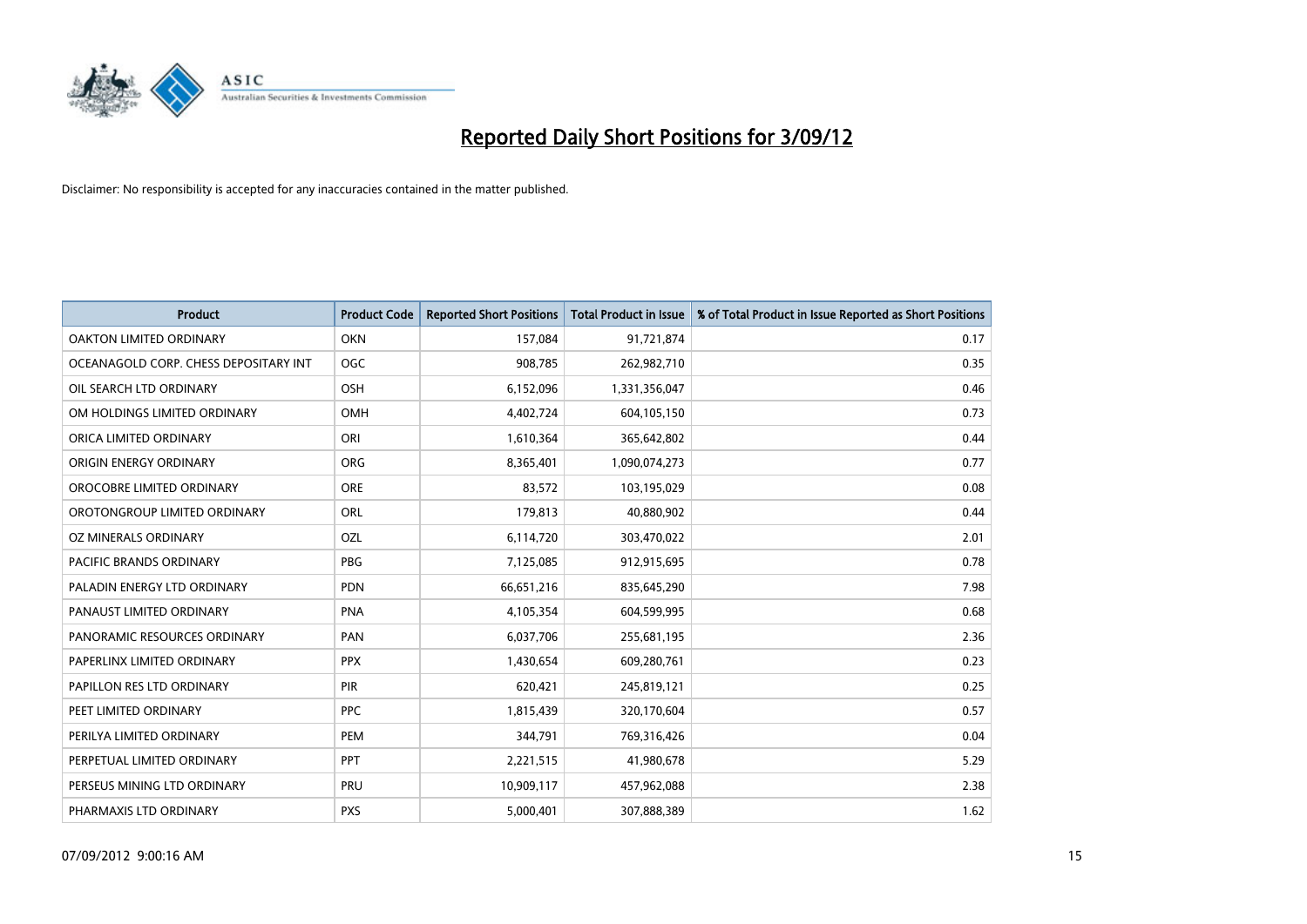# Reported Daily Short Positions for 3/09/12

Disclaimer: No responsibility is accepted for any inaccuracies contained in the matter published.

| Product | Product Code | Reported Short Positions | Total Product in Issue | % of Total Product in Issue Reported as Short Positions |
|---|---|---|---|---|
| OAKTON LIMITED ORDINARY | OKN | 157,084 | 91,721,874 | 0.17 |
| OCEANAGOLD CORP. CHESS DEPOSITARY INT | OGC | 908,785 | 262,982,710 | 0.35 |
| OIL SEARCH LTD ORDINARY | OSH | 6,152,096 | 1,331,356,047 | 0.46 |
| OM HOLDINGS LIMITED ORDINARY | OMH | 4,402,724 | 604,105,150 | 0.73 |
| ORICA LIMITED ORDINARY | ORI | 1,610,364 | 365,642,802 | 0.44 |
| ORIGIN ENERGY ORDINARY | ORG | 8,365,401 | 1,090,074,273 | 0.77 |
| OROCOBRE LIMITED ORDINARY | ORE | 83,572 | 103,195,029 | 0.08 |
| OROTONGROUP LIMITED ORDINARY | ORL | 179,813 | 40,880,902 | 0.44 |
| OZ MINERALS ORDINARY | OZL | 6,114,720 | 303,470,022 | 2.01 |
| PACIFIC BRANDS ORDINARY | PBG | 7,125,085 | 912,915,695 | 0.78 |
| PALADIN ENERGY LTD ORDINARY | PDN | 66,651,216 | 835,645,290 | 7.98 |
| PANAUST LIMITED ORDINARY | PNA | 4,105,354 | 604,599,995 | 0.68 |
| PANORAMIC RESOURCES ORDINARY | PAN | 6,037,706 | 255,681,195 | 2.36 |
| PAPERLINX LIMITED ORDINARY | PPX | 1,430,654 | 609,280,761 | 0.23 |
| PAPILLON RES LTD ORDINARY | PIR | 620,421 | 245,819,121 | 0.25 |
| PEET LIMITED ORDINARY | PPC | 1,815,439 | 320,170,604 | 0.57 |
| PERILYA LIMITED ORDINARY | PEM | 344,791 | 769,316,426 | 0.04 |
| PERPETUAL LIMITED ORDINARY | PPT | 2,221,515 | 41,980,678 | 5.29 |
| PERSEUS MINING LTD ORDINARY | PRU | 10,909,117 | 457,962,088 | 2.38 |
| PHARMAXIS LTD ORDINARY | PXS | 5,000,401 | 307,888,389 | 1.62 |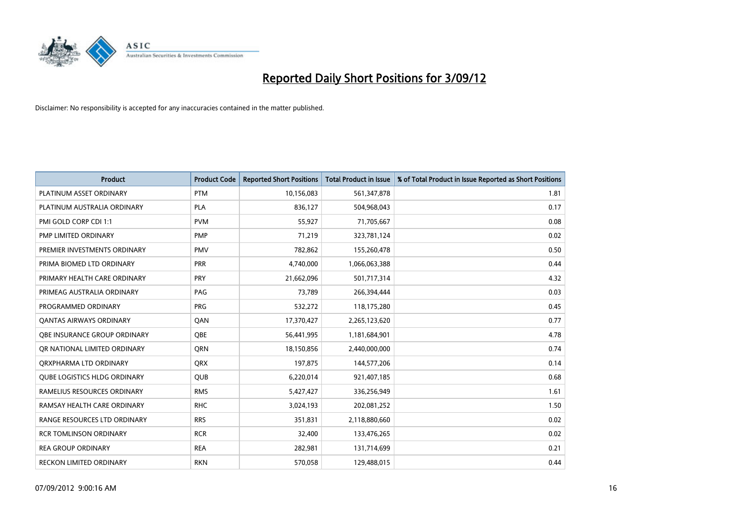# Reported Daily Short Positions for 3/09/12

Disclaimer: No responsibility is accepted for any inaccuracies contained in the matter published.

| Product | Product Code | Reported Short Positions | Total Product in Issue | % of Total Product in Issue Reported as Short Positions |
|---|---|---|---|---|
| PLATINUM ASSET ORDINARY | PTM | 10,156,083 | 561,347,878 | 1.81 |
| PLATINUM AUSTRALIA ORDINARY | PLA | 836,127 | 504,968,043 | 0.17 |
| PMI GOLD CORP CDI 1:1 | PVM | 55,927 | 71,705,667 | 0.08 |
| PMP LIMITED ORDINARY | PMP | 71,219 | 323,781,124 | 0.02 |
| PREMIER INVESTMENTS ORDINARY | PMV | 782,862 | 155,260,478 | 0.50 |
| PRIMA BIOMED LTD ORDINARY | PRR | 4,740,000 | 1,066,063,388 | 0.44 |
| PRIMARY HEALTH CARE ORDINARY | PRY | 21,662,096 | 501,717,314 | 4.32 |
| PRIMEAG AUSTRALIA ORDINARY | PAG | 73,789 | 266,394,444 | 0.03 |
| PROGRAMMED ORDINARY | PRG | 532,272 | 118,175,280 | 0.45 |
| QANTAS AIRWAYS ORDINARY | QAN | 17,370,427 | 2,265,123,620 | 0.77 |
| QBE INSURANCE GROUP ORDINARY | QBE | 56,441,995 | 1,181,684,901 | 4.78 |
| QR NATIONAL LIMITED ORDINARY | QRN | 18,150,856 | 2,440,000,000 | 0.74 |
| QRXPHARMA LTD ORDINARY | QRX | 197,875 | 144,577,206 | 0.14 |
| QUBE LOGISTICS HLDG ORDINARY | QUB | 6,220,014 | 921,407,185 | 0.68 |
| RAMELIUS RESOURCES ORDINARY | RMS | 5,427,427 | 336,256,949 | 1.61 |
| RAMSAY HEALTH CARE ORDINARY | RHC | 3,024,193 | 202,081,252 | 1.50 |
| RANGE RESOURCES LTD ORDINARY | RRS | 351,831 | 2,118,880,660 | 0.02 |
| RCR TOMLINSON ORDINARY | RCR | 32,400 | 133,476,265 | 0.02 |
| REA GROUP ORDINARY | REA | 282,981 | 131,714,699 | 0.21 |
| RECKON LIMITED ORDINARY | RKN | 570,058 | 129,488,015 | 0.44 |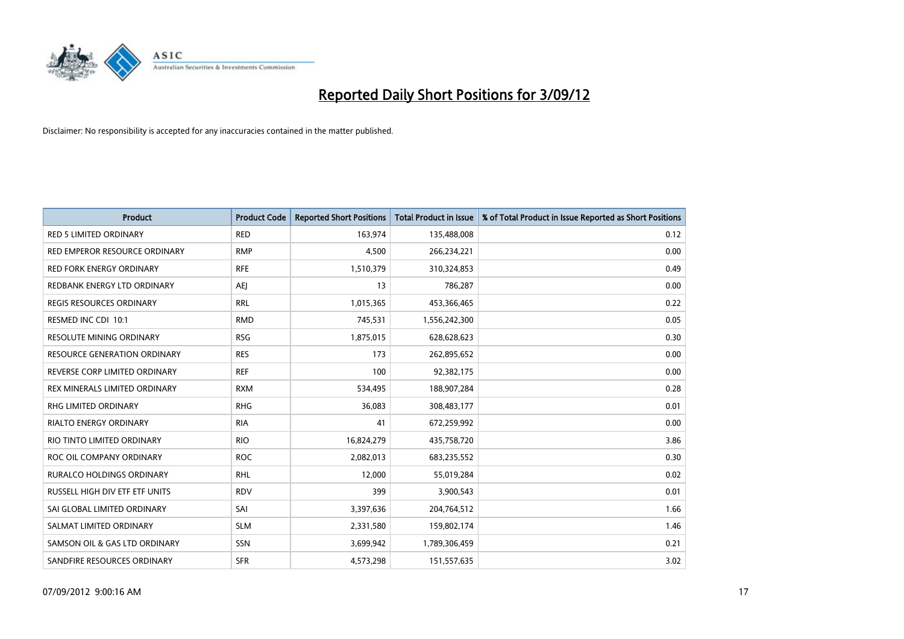# Reported Daily Short Positions for 3/09/12

Disclaimer: No responsibility is accepted for any inaccuracies contained in the matter published.

| Product | Product Code | Reported Short Positions | Total Product in Issue | % of Total Product in Issue Reported as Short Positions |
|---|---|---|---|---|
| RED 5 LIMITED ORDINARY | RED | 163,974 | 135,488,008 | 0.12 |
| RED EMPEROR RESOURCE ORDINARY | RMP | 4,500 | 266,234,221 | 0.00 |
| RED FORK ENERGY ORDINARY | RFE | 1,510,379 | 310,324,853 | 0.49 |
| REDBANK ENERGY LTD ORDINARY | AEJ | 13 | 786,287 | 0.00 |
| REGIS RESOURCES ORDINARY | RRL | 1,015,365 | 453,366,465 | 0.22 |
| RESMED INC CDI 10:1 | RMD | 745,531 | 1,556,242,300 | 0.05 |
| RESOLUTE MINING ORDINARY | RSG | 1,875,015 | 628,628,623 | 0.30 |
| RESOURCE GENERATION ORDINARY | RES | 173 | 262,895,652 | 0.00 |
| REVERSE CORP LIMITED ORDINARY | REF | 100 | 92,382,175 | 0.00 |
| REX MINERALS LIMITED ORDINARY | RXM | 534,495 | 188,907,284 | 0.28 |
| RHG LIMITED ORDINARY | RHG | 36,083 | 308,483,177 | 0.01 |
| RIALTO ENERGY ORDINARY | RIA | 41 | 672,259,992 | 0.00 |
| RIO TINTO LIMITED ORDINARY | RIO | 16,824,279 | 435,758,720 | 3.86 |
| ROC OIL COMPANY ORDINARY | ROC | 2,082,013 | 683,235,552 | 0.30 |
| RURALCO HOLDINGS ORDINARY | RHL | 12,000 | 55,019,284 | 0.02 |
| RUSSELL HIGH DIV ETF ETF UNITS | RDV | 399 | 3,900,543 | 0.01 |
| SAI GLOBAL LIMITED ORDINARY | SAI | 3,397,636 | 204,764,512 | 1.66 |
| SALMAT LIMITED ORDINARY | SLM | 2,331,580 | 159,802,174 | 1.46 |
| SAMSON OIL & GAS LTD ORDINARY | SSN | 3,699,942 | 1,789,306,459 | 0.21 |
| SANDFIRE RESOURCES ORDINARY | SFR | 4,573,298 | 151,557,635 | 3.02 |

07/09/2012 9:00:16 AM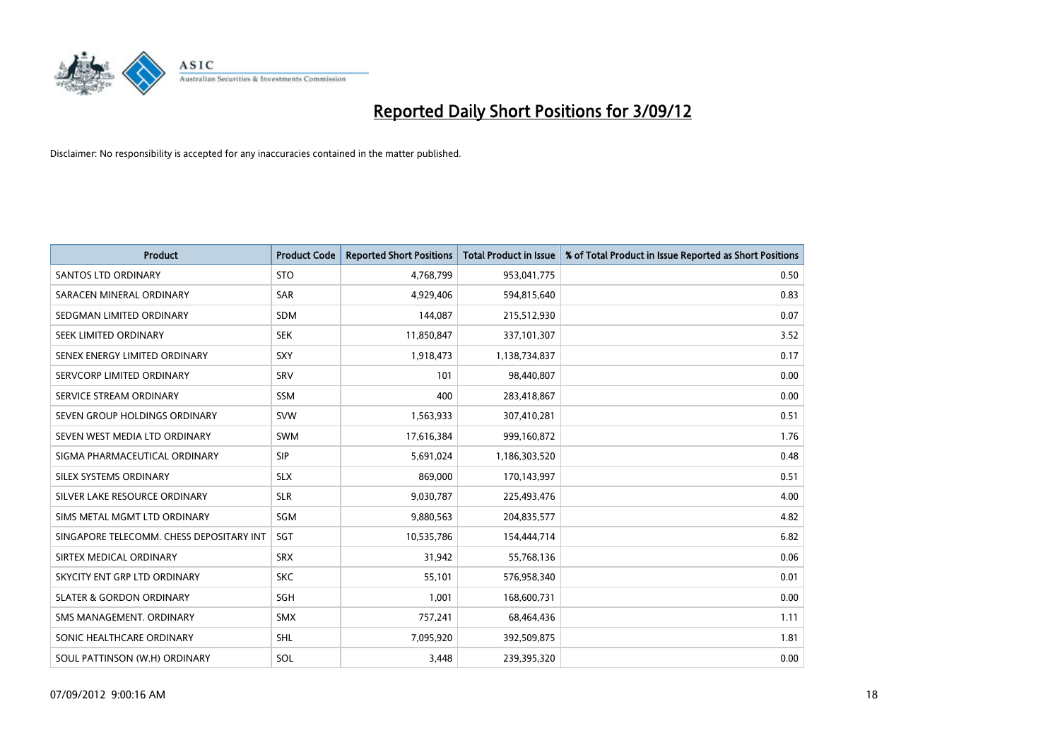# Reported Daily Short Positions for 3/09/12

Disclaimer: No responsibility is accepted for any inaccuracies contained in the matter published.

| Product | Product Code | Reported Short Positions | Total Product in Issue | % of Total Product in Issue Reported as Short Positions |
|---|---|---|---|---|
| SANTOS LTD ORDINARY | STO | 4,768,799 | 953,041,775 | 0.50 |
| SARACEN MINERAL ORDINARY | SAR | 4,929,406 | 594,815,640 | 0.83 |
| SEDGMAN LIMITED ORDINARY | SDM | 144,087 | 215,512,930 | 0.07 |
| SEEK LIMITED ORDINARY | SEK | 11,850,847 | 337,101,307 | 3.52 |
| SENEX ENERGY LIMITED ORDINARY | SXY | 1,918,473 | 1,138,734,837 | 0.17 |
| SERVCORP LIMITED ORDINARY | SRV | 101 | 98,440,807 | 0.00 |
| SERVICE STREAM ORDINARY | SSM | 400 | 283,418,867 | 0.00 |
| SEVEN GROUP HOLDINGS ORDINARY | SVW | 1,563,933 | 307,410,281 | 0.51 |
| SEVEN WEST MEDIA LTD ORDINARY | SWM | 17,616,384 | 999,160,872 | 1.76 |
| SIGMA PHARMACEUTICAL ORDINARY | SIP | 5,691,024 | 1,186,303,520 | 0.48 |
| SILEX SYSTEMS ORDINARY | SLX | 869,000 | 170,143,997 | 0.51 |
| SILVER LAKE RESOURCE ORDINARY | SLR | 9,030,787 | 225,493,476 | 4.00 |
| SIMS METAL MGMT LTD ORDINARY | SGM | 9,880,563 | 204,835,577 | 4.82 |
| SINGAPORE TELECOMM. CHESS DEPOSITARY INT | SGT | 10,535,786 | 154,444,714 | 6.82 |
| SIRTEX MEDICAL ORDINARY | SRX | 31,942 | 55,768,136 | 0.06 |
| SKYCITY ENT GRP LTD ORDINARY | SKC | 55,101 | 576,958,340 | 0.01 |
| SLATER & GORDON ORDINARY | SGH | 1,001 | 168,600,731 | 0.00 |
| SMS MANAGEMENT. ORDINARY | SMX | 757,241 | 68,464,436 | 1.11 |
| SONIC HEALTHCARE ORDINARY | SHL | 7,095,920 | 392,509,875 | 1.81 |
| SOUL PATTINSON (W.H) ORDINARY | SOL | 3,448 | 239,395,320 | 0.00 |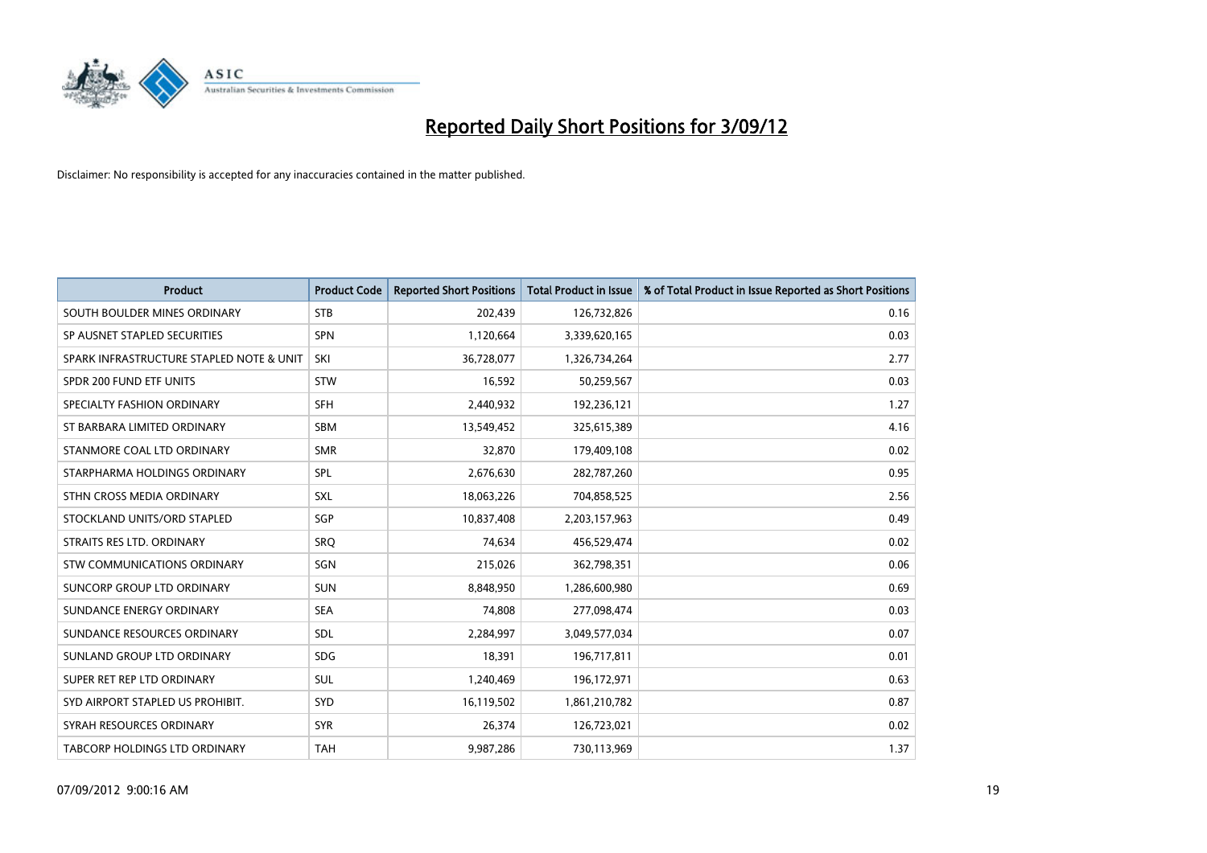# Reported Daily Short Positions for 3/09/12

Disclaimer: No responsibility is accepted for any inaccuracies contained in the matter published.

| Product | Product Code | Reported Short Positions | Total Product in Issue | % of Total Product in Issue Reported as Short Positions |
|---|---|---|---|---|
| SOUTH BOULDER MINES ORDINARY | STB | 202,439 | 126,732,826 | 0.16 |
| SP AUSNET STAPLED SECURITIES | SPN | 1,120,664 | 3,339,620,165 | 0.03 |
| SPARK INFRASTRUCTURE STAPLED NOTE & UNIT | SKI | 36,728,077 | 1,326,734,264 | 2.77 |
| SPDR 200 FUND ETF UNITS | STW | 16,592 | 50,259,567 | 0.03 |
| SPECIALTY FASHION ORDINARY | SFH | 2,440,932 | 192,236,121 | 1.27 |
| ST BARBARA LIMITED ORDINARY | SBM | 13,549,452 | 325,615,389 | 4.16 |
| STANMORE COAL LTD ORDINARY | SMR | 32,870 | 179,409,108 | 0.02 |
| STARPHARMA HOLDINGS ORDINARY | SPL | 2,676,630 | 282,787,260 | 0.95 |
| STHN CROSS MEDIA ORDINARY | SXL | 18,063,226 | 704,858,525 | 2.56 |
| STOCKLAND UNITS/ORD STAPLED | SGP | 10,837,408 | 2,203,157,963 | 0.49 |
| STRAITS RES LTD. ORDINARY | SRQ | 74,634 | 456,529,474 | 0.02 |
| STW COMMUNICATIONS ORDINARY | SGN | 215,026 | 362,798,351 | 0.06 |
| SUNCORP GROUP LTD ORDINARY | SUN | 8,848,950 | 1,286,600,980 | 0.69 |
| SUNDANCE ENERGY ORDINARY | SEA | 74,808 | 277,098,474 | 0.03 |
| SUNDANCE RESOURCES ORDINARY | SDL | 2,284,997 | 3,049,577,034 | 0.07 |
| SUNLAND GROUP LTD ORDINARY | SDG | 18,391 | 196,717,811 | 0.01 |
| SUPER RET REP LTD ORDINARY | SUL | 1,240,469 | 196,172,971 | 0.63 |
| SYD AIRPORT STAPLED US PROHIBIT. | SYD | 16,119,502 | 1,861,210,782 | 0.87 |
| SYRAH RESOURCES ORDINARY | SYR | 26,374 | 126,723,021 | 0.02 |
| TABCORP HOLDINGS LTD ORDINARY | TAH | 9,987,286 | 730,113,969 | 1.37 |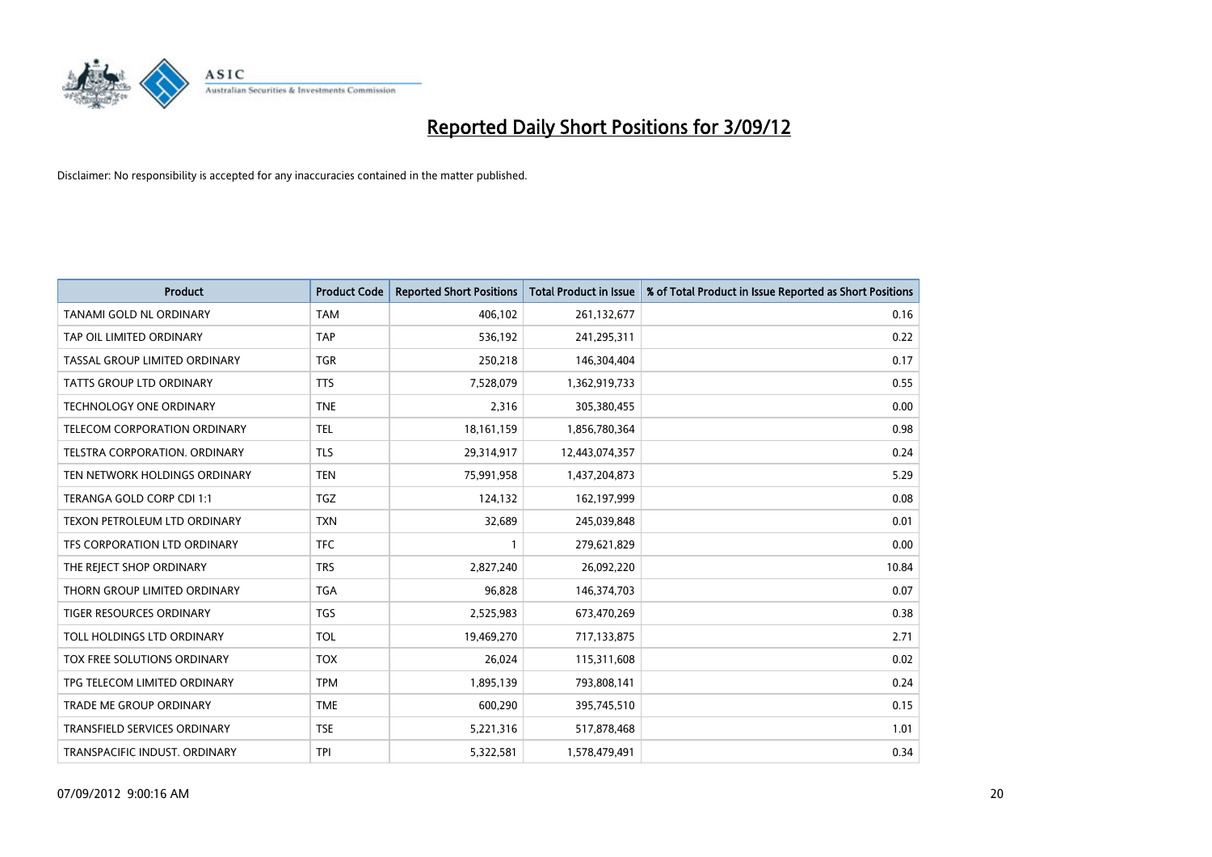# Reported Daily Short Positions for 3/09/12

Disclaimer: No responsibility is accepted for any inaccuracies contained in the matter published.

| Product | Product Code | Reported Short Positions | Total Product in Issue | % of Total Product in Issue Reported as Short Positions |
|---|---|---|---|---|
| TANAMI GOLD NL ORDINARY | TAM | 406,102 | 261,132,677 | 0.16 |
| TAP OIL LIMITED ORDINARY | TAP | 536,192 | 241,295,311 | 0.22 |
| TASSAL GROUP LIMITED ORDINARY | TGR | 250,218 | 146,304,404 | 0.17 |
| TATTS GROUP LTD ORDINARY | TTS | 7,528,079 | 1,362,919,733 | 0.55 |
| TECHNOLOGY ONE ORDINARY | TNE | 2,316 | 305,380,455 | 0.00 |
| TELECOM CORPORATION ORDINARY | TEL | 18,161,159 | 1,856,780,364 | 0.98 |
| TELSTRA CORPORATION. ORDINARY | TLS | 29,314,917 | 12,443,074,357 | 0.24 |
| TEN NETWORK HOLDINGS ORDINARY | TEN | 75,991,958 | 1,437,204,873 | 5.29 |
| TERANGA GOLD CORP CDI 1:1 | TGZ | 124,132 | 162,197,999 | 0.08 |
| TEXON PETROLEUM LTD ORDINARY | TXN | 32,689 | 245,039,848 | 0.01 |
| TFS CORPORATION LTD ORDINARY | TFC | 1 | 279,621,829 | 0.00 |
| THE REJECT SHOP ORDINARY | TRS | 2,827,240 | 26,092,220 | 10.84 |
| THORN GROUP LIMITED ORDINARY | TGA | 96,828 | 146,374,703 | 0.07 |
| TIGER RESOURCES ORDINARY | TGS | 2,525,983 | 673,470,269 | 0.38 |
| TOLL HOLDINGS LTD ORDINARY | TOL | 19,469,270 | 717,133,875 | 2.71 |
| TOX FREE SOLUTIONS ORDINARY | TOX | 26,024 | 115,311,608 | 0.02 |
| TPG TELECOM LIMITED ORDINARY | TPM | 1,895,139 | 793,808,141 | 0.24 |
| TRADE ME GROUP ORDINARY | TME | 600,290 | 395,745,510 | 0.15 |
| TRANSFIELD SERVICES ORDINARY | TSE | 5,221,316 | 517,878,468 | 1.01 |
| TRANSPACIFIC INDUST. ORDINARY | TPI | 5,322,581 | 1,578,479,491 | 0.34 |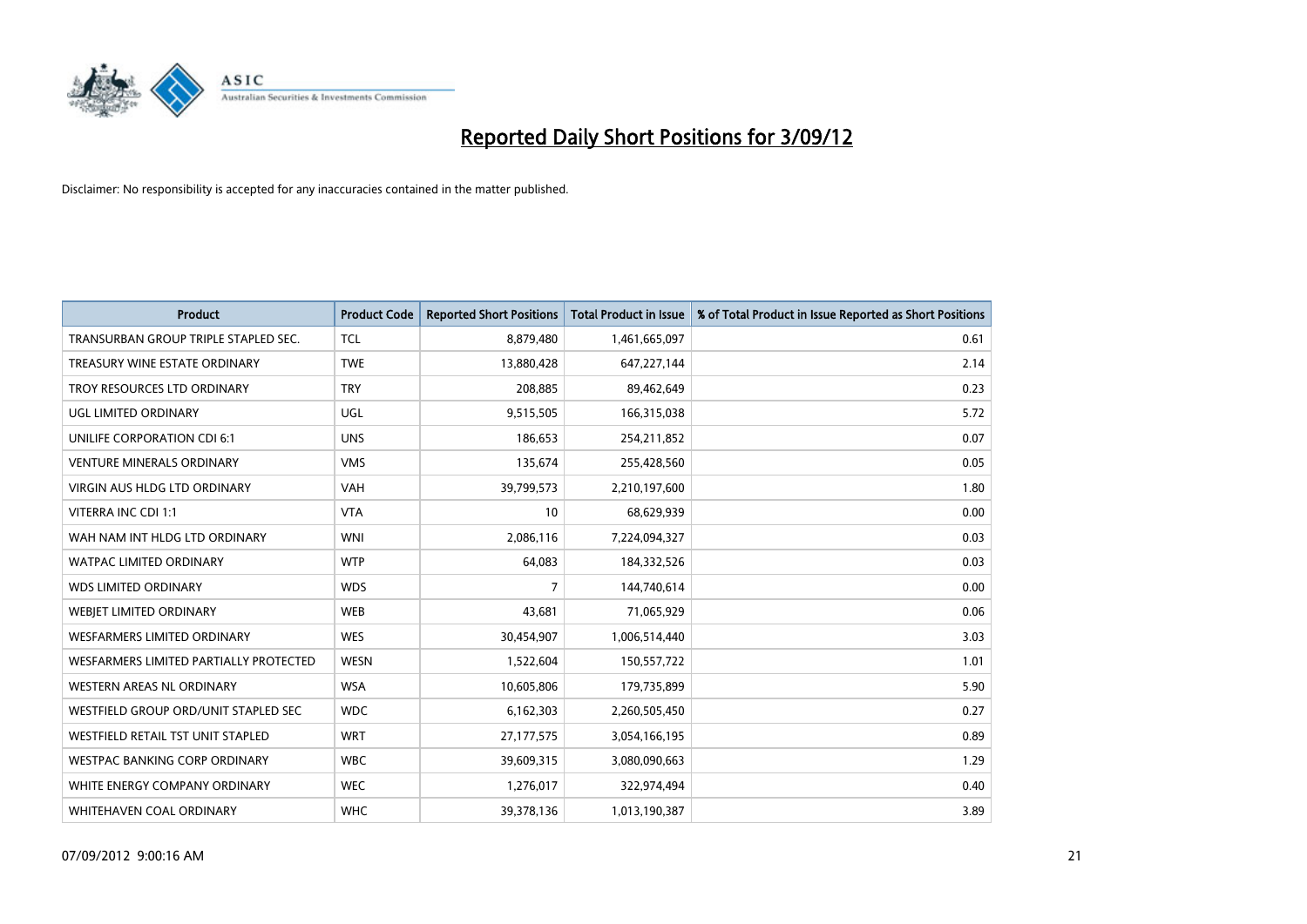# Reported Daily Short Positions for 3/09/12

Disclaimer: No responsibility is accepted for any inaccuracies contained in the matter published.

| Product | Product Code | Reported Short Positions | Total Product in Issue | % of Total Product in Issue Reported as Short Positions |
|---|---|---|---|---|
| TRANSURBAN GROUP TRIPLE STAPLED SEC. | TCL | 8,879,480 | 1,461,665,097 | 0.61 |
| TREASURY WINE ESTATE ORDINARY | TWE | 13,880,428 | 647,227,144 | 2.14 |
| TROY RESOURCES LTD ORDINARY | TRY | 208,885 | 89,462,649 | 0.23 |
| UGL LIMITED ORDINARY | UGL | 9,515,505 | 166,315,038 | 5.72 |
| UNILIFE CORPORATION CDI 6:1 | UNS | 186,653 | 254,211,852 | 0.07 |
| VENTURE MINERALS ORDINARY | VMS | 135,674 | 255,428,560 | 0.05 |
| VIRGIN AUS HLDG LTD ORDINARY | VAH | 39,799,573 | 2,210,197,600 | 1.80 |
| VITERRA INC CDI 1:1 | VTA | 10 | 68,629,939 | 0.00 |
| WAH NAM INT HLDG LTD ORDINARY | WNI | 2,086,116 | 7,224,094,327 | 0.03 |
| WATPAC LIMITED ORDINARY | WTP | 64,083 | 184,332,526 | 0.03 |
| WDS LIMITED ORDINARY | WDS | 7 | 144,740,614 | 0.00 |
| WEBJET LIMITED ORDINARY | WEB | 43,681 | 71,065,929 | 0.06 |
| WESFARMERS LIMITED ORDINARY | WES | 30,454,907 | 1,006,514,440 | 3.03 |
| WESFARMERS LIMITED PARTIALLY PROTECTED | WESN | 1,522,604 | 150,557,722 | 1.01 |
| WESTERN AREAS NL ORDINARY | WSA | 10,605,806 | 179,735,899 | 5.90 |
| WESTFIELD GROUP ORD/UNIT STAPLED SEC | WDC | 6,162,303 | 2,260,505,450 | 0.27 |
| WESTFIELD RETAIL TST UNIT STAPLED | WRT | 27,177,575 | 3,054,166,195 | 0.89 |
| WESTPAC BANKING CORP ORDINARY | WBC | 39,609,315 | 3,080,090,663 | 1.29 |
| WHITE ENERGY COMPANY ORDINARY | WEC | 1,276,017 | 322,974,494 | 0.40 |
| WHITEHAVEN COAL ORDINARY | WHC | 39,378,136 | 1,013,190,387 | 3.89 |

07/09/2012 9:00:16 AM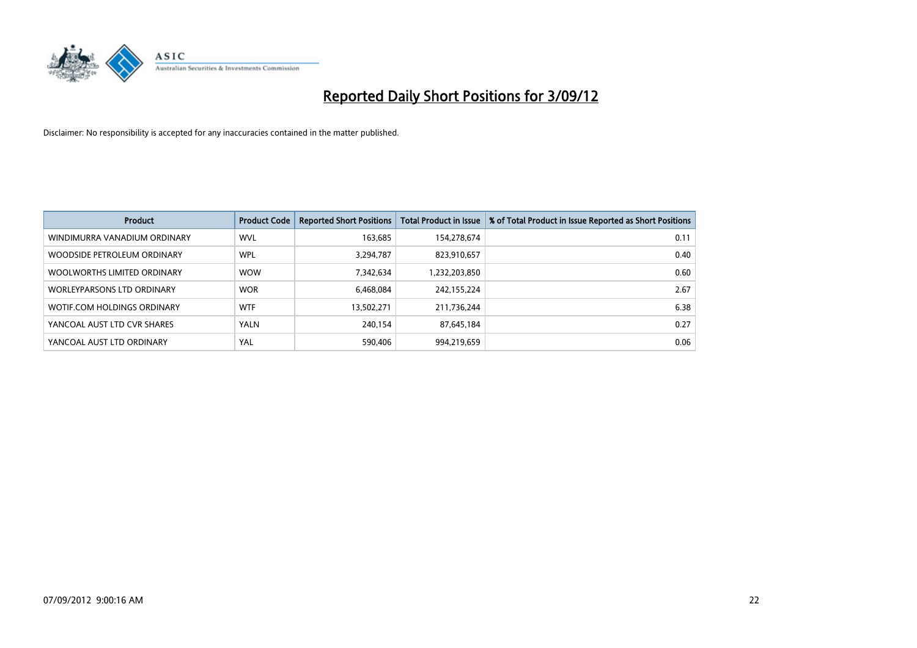# Reported Daily Short Positions for 3/09/12

Disclaimer: No responsibility is accepted for any inaccuracies contained in the matter published.

| Product | Product Code | Reported Short Positions | Total Product in Issue | % of Total Product in Issue Reported as Short Positions |
|---|---|---|---|---|
| WINDIMURRA VANADIUM ORDINARY | WVL | 163,685 | 154,278,674 | 0.11 |
| WOODSIDE PETROLEUM ORDINARY | WPL | 3,294,787 | 823,910,657 | 0.40 |
| WOOLWORTHS LIMITED ORDINARY | WOW | 7,342,634 | 1,232,203,850 | 0.60 |
| WORLEYPARSONS LTD ORDINARY | WOR | 6,468,084 | 242,155,224 | 2.67 |
| WOTIF.COM HOLDINGS ORDINARY | WTF | 13,502,271 | 211,736,244 | 6.38 |
| YANCOAL AUST LTD CVR SHARES | YALN | 240,154 | 87,645,184 | 0.27 |
| YANCOAL AUST LTD ORDINARY | YAL | 590,406 | 994,219,659 | 0.06 |